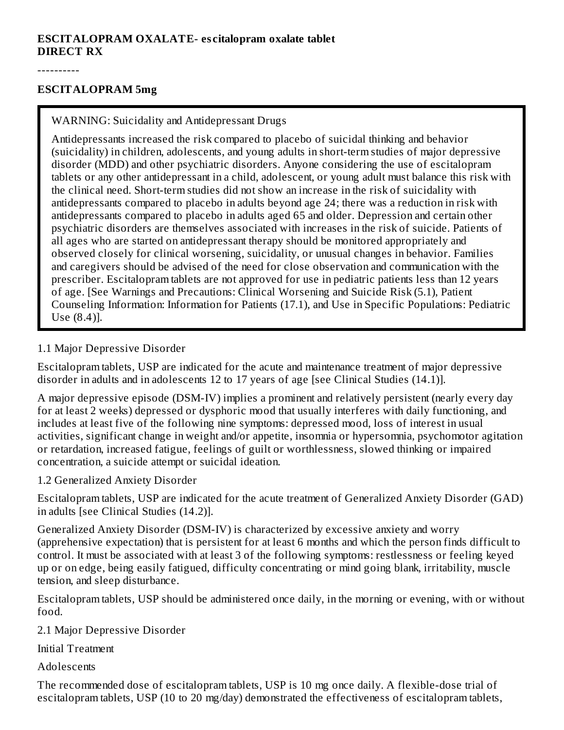**ESCITALOPRAM OXALATE- escitalopram oxalate tablet**
**DIRECT RX**

----------

**ESCITALOPRAM 5mg**

> WARNING: Suicidality and Antidepressant Drugs
>
> Antidepressants increased the risk compared to placebo of suicidal thinking and behavior (suicidality) in children, adolescents, and young adults in short-term studies of major depressive disorder (MDD) and other psychiatric disorders. Anyone considering the use of escitalopram tablets or any other antidepressant in a child, adolescent, or young adult must balance this risk with the clinical need. Short-term studies did not show an increase in the risk of suicidality with antidepressants compared to placebo in adults beyond age 24; there was a reduction in risk with antidepressants compared to placebo in adults aged 65 and older. Depression and certain other psychiatric disorders are themselves associated with increases in the risk of suicide. Patients of all ages who are started on antidepressant therapy should be monitored appropriately and observed closely for clinical worsening, suicidality, or unusual changes in behavior. Families and caregivers should be advised of the need for close observation and communication with the prescriber. Escitalopram tablets are not approved for use in pediatric patients less than 12 years of age. [See Warnings and Precautions: Clinical Worsening and Suicide Risk (5.1), Patient Counseling Information: Information for Patients (17.1), and Use in Specific Populations: Pediatric Use (8.4)].

1.1 Major Depressive Disorder

Escitalopram tablets, USP are indicated for the acute and maintenance treatment of major depressive disorder in adults and in adolescents 12 to 17 years of age [see Clinical Studies (14.1)].

A major depressive episode (DSM-IV) implies a prominent and relatively persistent (nearly every day for at least 2 weeks) depressed or dysphoric mood that usually interferes with daily functioning, and includes at least five of the following nine symptoms: depressed mood, loss of interest in usual activities, significant change in weight and/or appetite, insomnia or hypersomnia, psychomotor agitation or retardation, increased fatigue, feelings of guilt or worthlessness, slowed thinking or impaired concentration, a suicide attempt or suicidal ideation.

1.2 Generalized Anxiety Disorder

Escitalopram tablets, USP are indicated for the acute treatment of Generalized Anxiety Disorder (GAD) in adults [see Clinical Studies (14.2)].

Generalized Anxiety Disorder (DSM-IV) is characterized by excessive anxiety and worry (apprehensive expectation) that is persistent for at least 6 months and which the person finds difficult to control. It must be associated with at least 3 of the following symptoms: restlessness or feeling keyed up or on edge, being easily fatigued, difficulty concentrating or mind going blank, irritability, muscle tension, and sleep disturbance.

Escitalopram tablets, USP should be administered once daily, in the morning or evening, with or without food.

2.1 Major Depressive Disorder

Initial Treatment

Adolescents

The recommended dose of escitalopram tablets, USP is 10 mg once daily. A flexible-dose trial of escitalopram tablets, USP (10 to 20 mg/day) demonstrated the effectiveness of escitalopram tablets,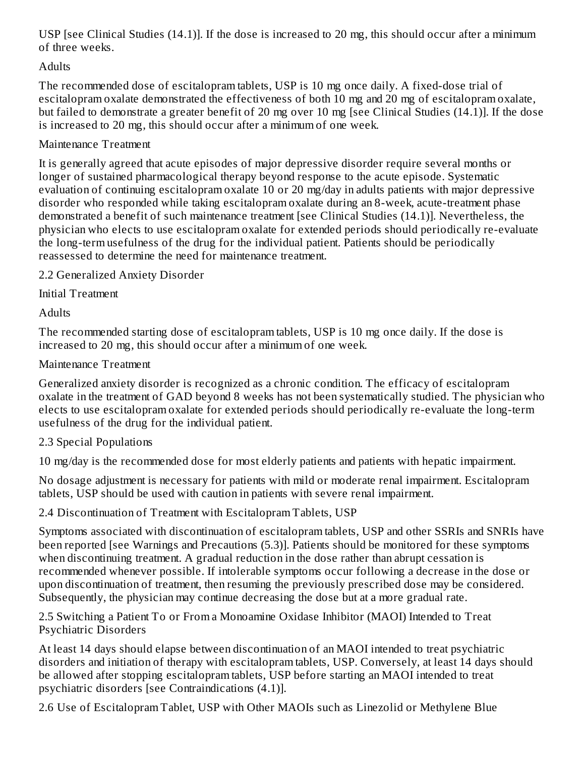USP [see Clinical Studies (14.1)]. If the dose is increased to 20 mg, this should occur after a minimum of three weeks.

Adults

The recommended dose of escitalopram tablets, USP is 10 mg once daily. A fixed-dose trial of escitalopram oxalate demonstrated the effectiveness of both 10 mg and 20 mg of escitalopram oxalate, but failed to demonstrate a greater benefit of 20 mg over 10 mg [see Clinical Studies (14.1)]. If the dose is increased to 20 mg, this should occur after a minimum of one week.

Maintenance Treatment

It is generally agreed that acute episodes of major depressive disorder require several months or longer of sustained pharmacological therapy beyond response to the acute episode. Systematic evaluation of continuing escitalopram oxalate 10 or 20 mg/day in adults patients with major depressive disorder who responded while taking escitalopram oxalate during an 8-week, acute-treatment phase demonstrated a benefit of such maintenance treatment [see Clinical Studies (14.1)]. Nevertheless, the physician who elects to use escitalopram oxalate for extended periods should periodically re-evaluate the long-term usefulness of the drug for the individual patient. Patients should be periodically reassessed to determine the need for maintenance treatment.

## 2.2 Generalized Anxiety Disorder

Initial Treatment

Adults

The recommended starting dose of escitalopram tablets, USP is 10 mg once daily. If the dose is increased to 20 mg, this should occur after a minimum of one week.

Maintenance Treatment

Generalized anxiety disorder is recognized as a chronic condition. The efficacy of escitalopram oxalate in the treatment of GAD beyond 8 weeks has not been systematically studied. The physician who elects to use escitalopram oxalate for extended periods should periodically re-evaluate the long-term usefulness of the drug for the individual patient.

## 2.3 Special Populations

10 mg/day is the recommended dose for most elderly patients and patients with hepatic impairment.

No dosage adjustment is necessary for patients with mild or moderate renal impairment. Escitalopram tablets, USP should be used with caution in patients with severe renal impairment.

## 2.4 Discontinuation of Treatment with Escitalopram Tablets, USP

Symptoms associated with discontinuation of escitalopram tablets, USP and other SSRIs and SNRIs have been reported [see Warnings and Precautions (5.3)]. Patients should be monitored for these symptoms when discontinuing treatment. A gradual reduction in the dose rather than abrupt cessation is recommended whenever possible. If intolerable symptoms occur following a decrease in the dose or upon discontinuation of treatment, then resuming the previously prescribed dose may be considered. Subsequently, the physician may continue decreasing the dose but at a more gradual rate.

## 2.5 Switching a Patient To or From a Monoamine Oxidase Inhibitor (MAOI) Intended to Treat Psychiatric Disorders

At least 14 days should elapse between discontinuation of an MAOI intended to treat psychiatric disorders and initiation of therapy with escitalopram tablets, USP. Conversely, at least 14 days should be allowed after stopping escitalopram tablets, USP before starting an MAOI intended to treat psychiatric disorders [see Contraindications (4.1)].

## 2.6 Use of Escitalopram Tablet, USP with Other MAOIs such as Linezolid or Methylene Blue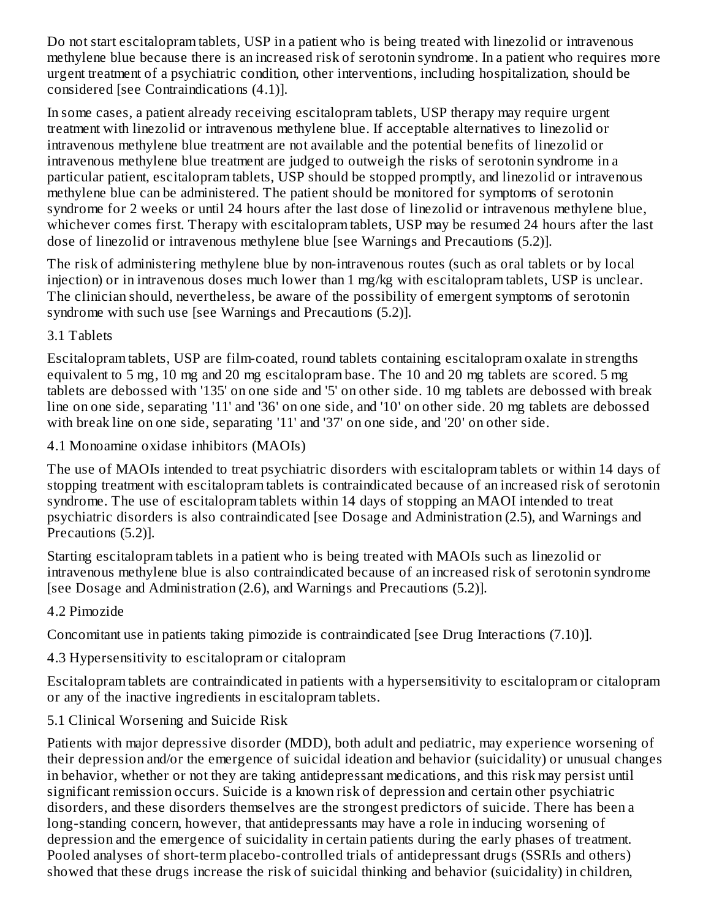Do not start escitalopram tablets, USP in a patient who is being treated with linezolid or intravenous methylene blue because there is an increased risk of serotonin syndrome. In a patient who requires more urgent treatment of a psychiatric condition, other interventions, including hospitalization, should be considered [see Contraindications (4.1)].

In some cases, a patient already receiving escitalopram tablets, USP therapy may require urgent treatment with linezolid or intravenous methylene blue. If acceptable alternatives to linezolid or intravenous methylene blue treatment are not available and the potential benefits of linezolid or intravenous methylene blue treatment are judged to outweigh the risks of serotonin syndrome in a particular patient, escitalopram tablets, USP should be stopped promptly, and linezolid or intravenous methylene blue can be administered. The patient should be monitored for symptoms of serotonin syndrome for 2 weeks or until 24 hours after the last dose of linezolid or intravenous methylene blue, whichever comes first. Therapy with escitalopram tablets, USP may be resumed 24 hours after the last dose of linezolid or intravenous methylene blue [see Warnings and Precautions (5.2)].

The risk of administering methylene blue by non-intravenous routes (such as oral tablets or by local injection) or in intravenous doses much lower than 1 mg/kg with escitalopram tablets, USP is unclear. The clinician should, nevertheless, be aware of the possibility of emergent symptoms of serotonin syndrome with such use [see Warnings and Precautions (5.2)].

### 3.1 Tablets

Escitalopram tablets, USP are film-coated, round tablets containing escitalopram oxalate in strengths equivalent to 5 mg, 10 mg and 20 mg escitalopram base. The 10 and 20 mg tablets are scored. 5 mg tablets are debossed with '135' on one side and '5' on other side. 10 mg tablets are debossed with break line on one side, separating '11' and '36' on one side, and '10' on other side. 20 mg tablets are debossed with break line on one side, separating '11' and '37' on one side, and '20' on other side.

### 4.1 Monoamine oxidase inhibitors (MAOIs)

The use of MAOIs intended to treat psychiatric disorders with escitalopram tablets or within 14 days of stopping treatment with escitalopram tablets is contraindicated because of an increased risk of serotonin syndrome. The use of escitalopram tablets within 14 days of stopping an MAOI intended to treat psychiatric disorders is also contraindicated [see Dosage and Administration (2.5), and Warnings and Precautions (5.2)].

Starting escitalopram tablets in a patient who is being treated with MAOIs such as linezolid or intravenous methylene blue is also contraindicated because of an increased risk of serotonin syndrome [see Dosage and Administration (2.6), and Warnings and Precautions (5.2)].

### 4.2 Pimozide

Concomitant use in patients taking pimozide is contraindicated [see Drug Interactions (7.10)].

### 4.3 Hypersensitivity to escitalopram or citalopram

Escitalopram tablets are contraindicated in patients with a hypersensitivity to escitalopram or citalopram or any of the inactive ingredients in escitalopram tablets.

### 5.1 Clinical Worsening and Suicide Risk

Patients with major depressive disorder (MDD), both adult and pediatric, may experience worsening of their depression and/or the emergence of suicidal ideation and behavior (suicidality) or unusual changes in behavior, whether or not they are taking antidepressant medications, and this risk may persist until significant remission occurs. Suicide is a known risk of depression and certain other psychiatric disorders, and these disorders themselves are the strongest predictors of suicide. There has been a long-standing concern, however, that antidepressants may have a role in inducing worsening of depression and the emergence of suicidality in certain patients during the early phases of treatment. Pooled analyses of short-term placebo-controlled trials of antidepressant drugs (SSRIs and others) showed that these drugs increase the risk of suicidal thinking and behavior (suicidality) in children,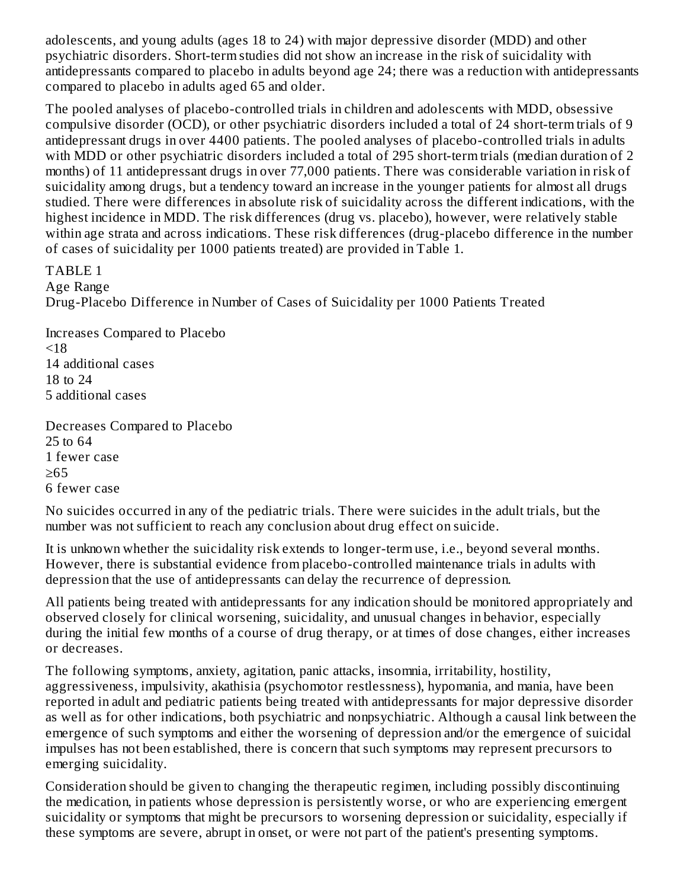adolescents, and young adults (ages 18 to 24) with major depressive disorder (MDD) and other psychiatric disorders. Short-term studies did not show an increase in the risk of suicidality with antidepressants compared to placebo in adults beyond age 24; there was a reduction with antidepressants compared to placebo in adults aged 65 and older.

The pooled analyses of placebo-controlled trials in children and adolescents with MDD, obsessive compulsive disorder (OCD), or other psychiatric disorders included a total of 24 short-term trials of 9 antidepressant drugs in over 4400 patients. The pooled analyses of placebo-controlled trials in adults with MDD or other psychiatric disorders included a total of 295 short-term trials (median duration of 2 months) of 11 antidepressant drugs in over 77,000 patients. There was considerable variation in risk of suicidality among drugs, but a tendency toward an increase in the younger patients for almost all drugs studied. There were differences in absolute risk of suicidality across the different indications, with the highest incidence in MDD. The risk differences (drug vs. placebo), however, were relatively stable within age strata and across indications. These risk differences (drug-placebo difference in the number of cases of suicidality per 1000 patients treated) are provided in Table 1.

TABLE 1

| Age Range | Drug-Placebo Difference in Number of Cases of Suicidality per 1000 Patients Treated |
|---|---|
| | Increases Compared to Placebo |
| <18 | 14 additional cases |
| 18 to 24 | 5 additional cases |
| | Decreases Compared to Placebo |
| 25 to 64 | 1 fewer case |
| ≥65 | 6 fewer case |

No suicides occurred in any of the pediatric trials. There were suicides in the adult trials, but the number was not sufficient to reach any conclusion about drug effect on suicide.

It is unknown whether the suicidality risk extends to longer-term use, i.e., beyond several months. However, there is substantial evidence from placebo-controlled maintenance trials in adults with depression that the use of antidepressants can delay the recurrence of depression.

All patients being treated with antidepressants for any indication should be monitored appropriately and observed closely for clinical worsening, suicidality, and unusual changes in behavior, especially during the initial few months of a course of drug therapy, or at times of dose changes, either increases or decreases.

The following symptoms, anxiety, agitation, panic attacks, insomnia, irritability, hostility, aggressiveness, impulsivity, akathisia (psychomotor restlessness), hypomania, and mania, have been reported in adult and pediatric patients being treated with antidepressants for major depressive disorder as well as for other indications, both psychiatric and nonpsychiatric. Although a causal link between the emergence of such symptoms and either the worsening of depression and/or the emergence of suicidal impulses has not been established, there is concern that such symptoms may represent precursors to emerging suicidality.

Consideration should be given to changing the therapeutic regimen, including possibly discontinuing the medication, in patients whose depression is persistently worse, or who are experiencing emergent suicidality or symptoms that might be precursors to worsening depression or suicidality, especially if these symptoms are severe, abrupt in onset, or were not part of the patient's presenting symptoms.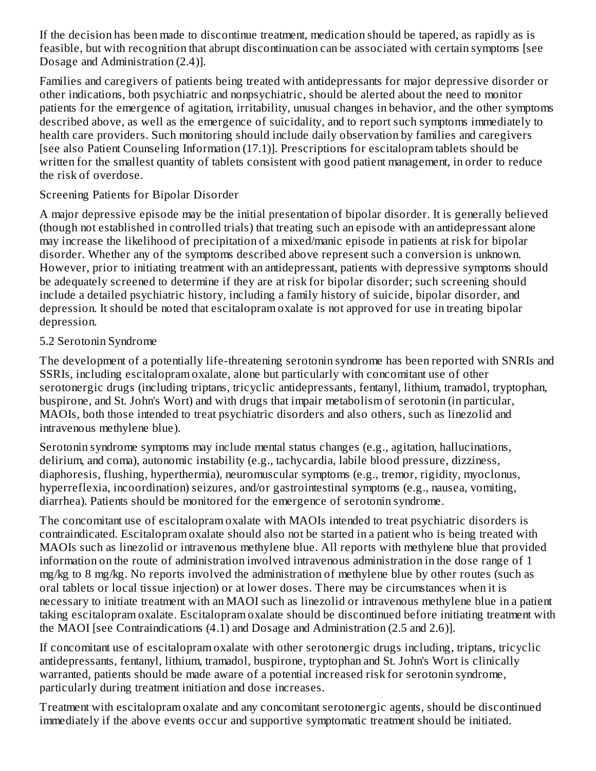If the decision has been made to discontinue treatment, medication should be tapered, as rapidly as is feasible, but with recognition that abrupt discontinuation can be associated with certain symptoms [see Dosage and Administration (2.4)].

Families and caregivers of patients being treated with antidepressants for major depressive disorder or other indications, both psychiatric and nonpsychiatric, should be alerted about the need to monitor patients for the emergence of agitation, irritability, unusual changes in behavior, and the other symptoms described above, as well as the emergence of suicidality, and to report such symptoms immediately to health care providers. Such monitoring should include daily observation by families and caregivers [see also Patient Counseling Information (17.1)]. Prescriptions for escitalopram tablets should be written for the smallest quantity of tablets consistent with good patient management, in order to reduce the risk of overdose.

Screening Patients for Bipolar Disorder

A major depressive episode may be the initial presentation of bipolar disorder. It is generally believed (though not established in controlled trials) that treating such an episode with an antidepressant alone may increase the likelihood of precipitation of a mixed/manic episode in patients at risk for bipolar disorder. Whether any of the symptoms described above represent such a conversion is unknown. However, prior to initiating treatment with an antidepressant, patients with depressive symptoms should be adequately screened to determine if they are at risk for bipolar disorder; such screening should include a detailed psychiatric history, including a family history of suicide, bipolar disorder, and depression. It should be noted that escitalopram oxalate is not approved for use in treating bipolar depression.

## 5.2 Serotonin Syndrome

The development of a potentially life-threatening serotonin syndrome has been reported with SNRIs and SSRIs, including escitalopram oxalate, alone but particularly with concomitant use of other serotonergic drugs (including triptans, tricyclic antidepressants, fentanyl, lithium, tramadol, tryptophan, buspirone, and St. John's Wort) and with drugs that impair metabolism of serotonin (in particular, MAOIs, both those intended to treat psychiatric disorders and also others, such as linezolid and intravenous methylene blue).

Serotonin syndrome symptoms may include mental status changes (e.g., agitation, hallucinations, delirium, and coma), autonomic instability (e.g., tachycardia, labile blood pressure, dizziness, diaphoresis, flushing, hyperthermia), neuromuscular symptoms (e.g., tremor, rigidity, myoclonus, hyperreflexia, incoordination) seizures, and/or gastrointestinal symptoms (e.g., nausea, vomiting, diarrhea). Patients should be monitored for the emergence of serotonin syndrome.

The concomitant use of escitalopram oxalate with MAOIs intended to treat psychiatric disorders is contraindicated. Escitalopram oxalate should also not be started in a patient who is being treated with MAOIs such as linezolid or intravenous methylene blue. All reports with methylene blue that provided information on the route of administration involved intravenous administration in the dose range of 1 mg/kg to 8 mg/kg. No reports involved the administration of methylene blue by other routes (such as oral tablets or local tissue injection) or at lower doses. There may be circumstances when it is necessary to initiate treatment with an MAOI such as linezolid or intravenous methylene blue in a patient taking escitalopram oxalate. Escitalopram oxalate should be discontinued before initiating treatment with the MAOI [see Contraindications (4.1) and Dosage and Administration (2.5 and 2.6)].

If concomitant use of escitalopram oxalate with other serotonergic drugs including, triptans, tricyclic antidepressants, fentanyl, lithium, tramadol, buspirone, tryptophan and St. John's Wort is clinically warranted, patients should be made aware of a potential increased risk for serotonin syndrome, particularly during treatment initiation and dose increases.

Treatment with escitalopram oxalate and any concomitant serotonergic agents, should be discontinued immediately if the above events occur and supportive symptomatic treatment should be initiated.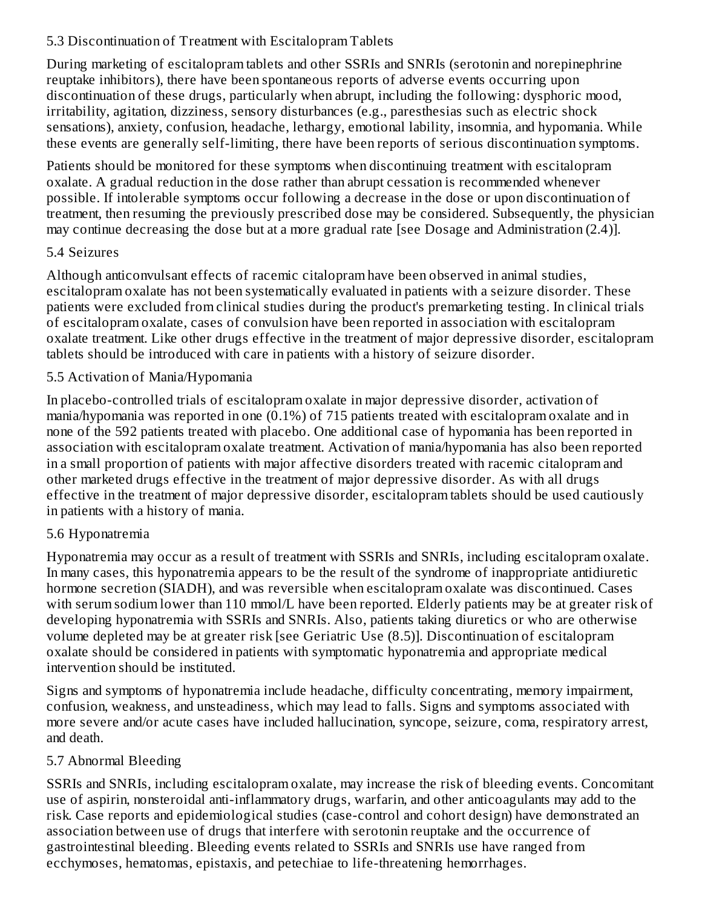### 5.3 Discontinuation of Treatment with Escitalopram Tablets

During marketing of escitalopram tablets and other SSRIs and SNRIs (serotonin and norepinephrine reuptake inhibitors), there have been spontaneous reports of adverse events occurring upon discontinuation of these drugs, particularly when abrupt, including the following: dysphoric mood, irritability, agitation, dizziness, sensory disturbances (e.g., paresthesias such as electric shock sensations), anxiety, confusion, headache, lethargy, emotional lability, insomnia, and hypomania. While these events are generally self-limiting, there have been reports of serious discontinuation symptoms.

Patients should be monitored for these symptoms when discontinuing treatment with escitalopram oxalate. A gradual reduction in the dose rather than abrupt cessation is recommended whenever possible. If intolerable symptoms occur following a decrease in the dose or upon discontinuation of treatment, then resuming the previously prescribed dose may be considered. Subsequently, the physician may continue decreasing the dose but at a more gradual rate [see Dosage and Administration (2.4)].

### 5.4 Seizures

Although anticonvulsant effects of racemic citalopram have been observed in animal studies, escitalopram oxalate has not been systematically evaluated in patients with a seizure disorder. These patients were excluded from clinical studies during the product's premarketing testing. In clinical trials of escitalopram oxalate, cases of convulsion have been reported in association with escitalopram oxalate treatment. Like other drugs effective in the treatment of major depressive disorder, escitalopram tablets should be introduced with care in patients with a history of seizure disorder.

### 5.5 Activation of Mania/Hypomania

In placebo-controlled trials of escitalopram oxalate in major depressive disorder, activation of mania/hypomania was reported in one (0.1%) of 715 patients treated with escitalopram oxalate and in none of the 592 patients treated with placebo. One additional case of hypomania has been reported in association with escitalopram oxalate treatment. Activation of mania/hypomania has also been reported in a small proportion of patients with major affective disorders treated with racemic citalopram and other marketed drugs effective in the treatment of major depressive disorder. As with all drugs effective in the treatment of major depressive disorder, escitalopram tablets should be used cautiously in patients with a history of mania.

### 5.6 Hyponatremia

Hyponatremia may occur as a result of treatment with SSRIs and SNRIs, including escitalopram oxalate. In many cases, this hyponatremia appears to be the result of the syndrome of inappropriate antidiuretic hormone secretion (SIADH), and was reversible when escitalopram oxalate was discontinued. Cases with serum sodium lower than 110 mmol/L have been reported. Elderly patients may be at greater risk of developing hyponatremia with SSRIs and SNRIs. Also, patients taking diuretics or who are otherwise volume depleted may be at greater risk [see Geriatric Use (8.5)]. Discontinuation of escitalopram oxalate should be considered in patients with symptomatic hyponatremia and appropriate medical intervention should be instituted.

Signs and symptoms of hyponatremia include headache, difficulty concentrating, memory impairment, confusion, weakness, and unsteadiness, which may lead to falls. Signs and symptoms associated with more severe and/or acute cases have included hallucination, syncope, seizure, coma, respiratory arrest, and death.

### 5.7 Abnormal Bleeding

SSRIs and SNRIs, including escitalopram oxalate, may increase the risk of bleeding events. Concomitant use of aspirin, nonsteroidal anti-inflammatory drugs, warfarin, and other anticoagulants may add to the risk. Case reports and epidemiological studies (case-control and cohort design) have demonstrated an association between use of drugs that interfere with serotonin reuptake and the occurrence of gastrointestinal bleeding. Bleeding events related to SSRIs and SNRIs use have ranged from ecchymoses, hematomas, epistaxis, and petechiae to life-threatening hemorrhages.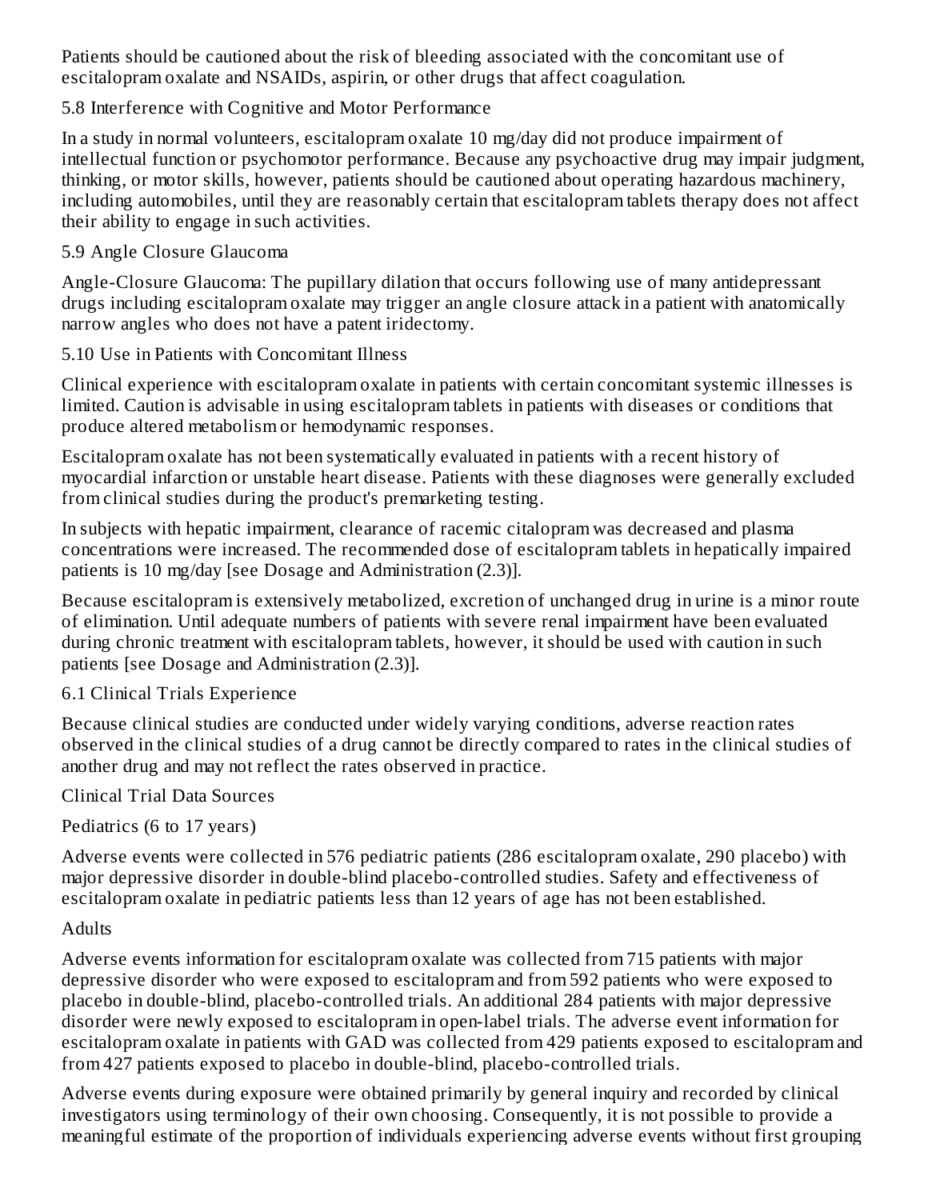Patients should be cautioned about the risk of bleeding associated with the concomitant use of escitalopram oxalate and NSAIDs, aspirin, or other drugs that affect coagulation.

### 5.8 Interference with Cognitive and Motor Performance

In a study in normal volunteers, escitalopram oxalate 10 mg/day did not produce impairment of intellectual function or psychomotor performance. Because any psychoactive drug may impair judgment, thinking, or motor skills, however, patients should be cautioned about operating hazardous machinery, including automobiles, until they are reasonably certain that escitalopram tablets therapy does not affect their ability to engage in such activities.

### 5.9 Angle Closure Glaucoma

Angle-Closure Glaucoma: The pupillary dilation that occurs following use of many antidepressant drugs including escitalopram oxalate may trigger an angle closure attack in a patient with anatomically narrow angles who does not have a patent iridectomy.

### 5.10 Use in Patients with Concomitant Illness

Clinical experience with escitalopram oxalate in patients with certain concomitant systemic illnesses is limited. Caution is advisable in using escitalopram tablets in patients with diseases or conditions that produce altered metabolism or hemodynamic responses.

Escitalopram oxalate has not been systematically evaluated in patients with a recent history of myocardial infarction or unstable heart disease. Patients with these diagnoses were generally excluded from clinical studies during the product's premarketing testing.

In subjects with hepatic impairment, clearance of racemic citalopram was decreased and plasma concentrations were increased. The recommended dose of escitalopram tablets in hepatically impaired patients is 10 mg/day [see Dosage and Administration (2.3)].

Because escitalopram is extensively metabolized, excretion of unchanged drug in urine is a minor route of elimination. Until adequate numbers of patients with severe renal impairment have been evaluated during chronic treatment with escitalopram tablets, however, it should be used with caution in such patients [see Dosage and Administration (2.3)].

### 6.1 Clinical Trials Experience

Because clinical studies are conducted under widely varying conditions, adverse reaction rates observed in the clinical studies of a drug cannot be directly compared to rates in the clinical studies of another drug and may not reflect the rates observed in practice.

#### Clinical Trial Data Sources

##### Pediatrics (6 to 17 years)

Adverse events were collected in 576 pediatric patients (286 escitalopram oxalate, 290 placebo) with major depressive disorder in double-blind placebo-controlled studies. Safety and effectiveness of escitalopram oxalate in pediatric patients less than 12 years of age has not been established.

##### Adults

Adverse events information for escitalopram oxalate was collected from 715 patients with major depressive disorder who were exposed to escitalopram and from 592 patients who were exposed to placebo in double-blind, placebo-controlled trials. An additional 284 patients with major depressive disorder were newly exposed to escitalopram in open-label trials. The adverse event information for escitalopram oxalate in patients with GAD was collected from 429 patients exposed to escitalopram and from 427 patients exposed to placebo in double-blind, placebo-controlled trials.

Adverse events during exposure were obtained primarily by general inquiry and recorded by clinical investigators using terminology of their own choosing. Consequently, it is not possible to provide a meaningful estimate of the proportion of individuals experiencing adverse events without first grouping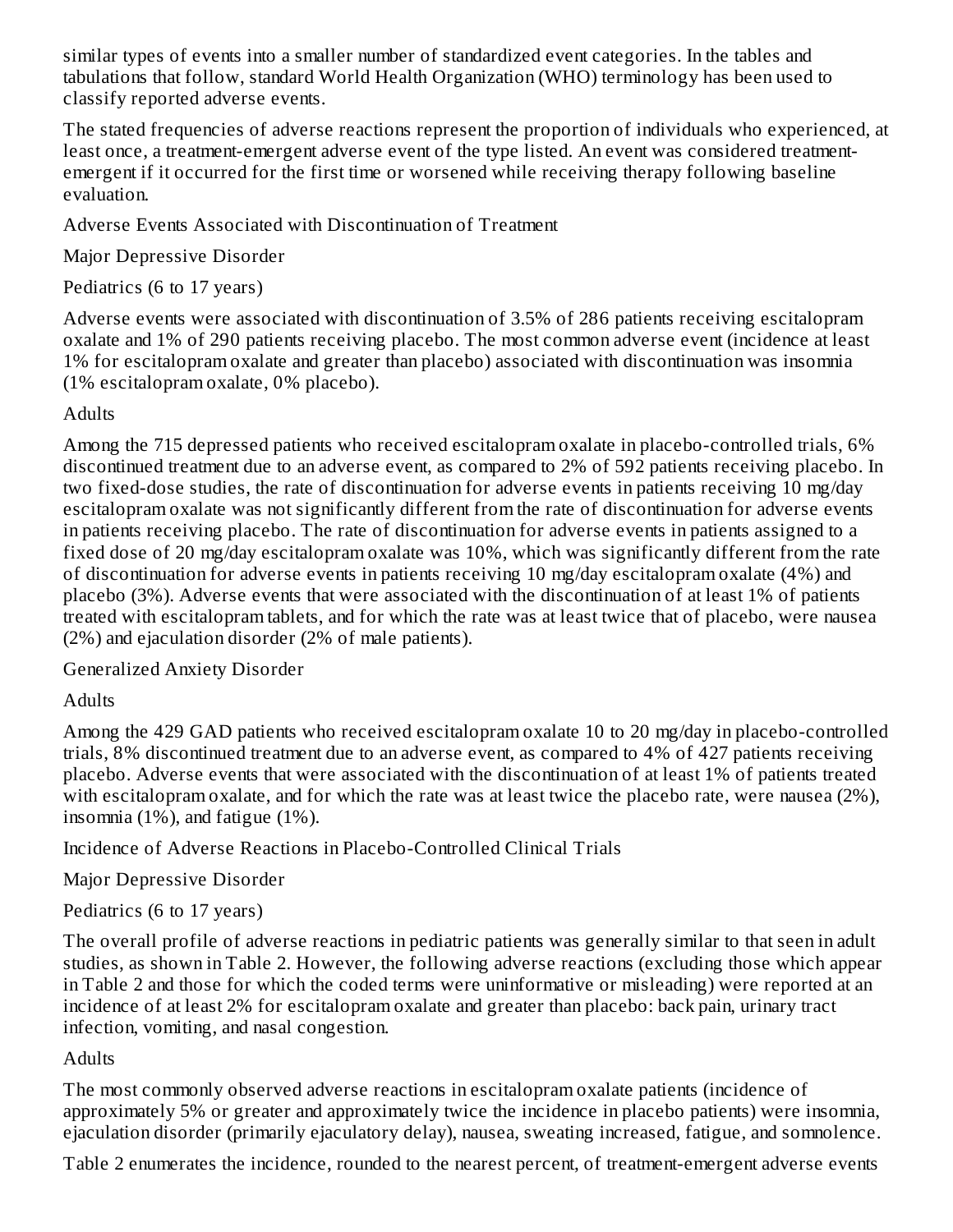similar types of events into a smaller number of standardized event categories. In the tables and tabulations that follow, standard World Health Organization (WHO) terminology has been used to classify reported adverse events.

The stated frequencies of adverse reactions represent the proportion of individuals who experienced, at least once, a treatment-emergent adverse event of the type listed. An event was considered treatment-emergent if it occurred for the first time or worsened while receiving therapy following baseline evaluation.

Adverse Events Associated with Discontinuation of Treatment

Major Depressive Disorder

Pediatrics (6 to 17 years)

Adverse events were associated with discontinuation of 3.5% of 286 patients receiving escitalopram oxalate and 1% of 290 patients receiving placebo. The most common adverse event (incidence at least 1% for escitalopram oxalate and greater than placebo) associated with discontinuation was insomnia (1% escitalopram oxalate, 0% placebo).

Adults

Among the 715 depressed patients who received escitalopram oxalate in placebo-controlled trials, 6% discontinued treatment due to an adverse event, as compared to 2% of 592 patients receiving placebo. In two fixed-dose studies, the rate of discontinuation for adverse events in patients receiving 10 mg/day escitalopram oxalate was not significantly different from the rate of discontinuation for adverse events in patients receiving placebo. The rate of discontinuation for adverse events in patients assigned to a fixed dose of 20 mg/day escitalopram oxalate was 10%, which was significantly different from the rate of discontinuation for adverse events in patients receiving 10 mg/day escitalopram oxalate (4%) and placebo (3%). Adverse events that were associated with the discontinuation of at least 1% of patients treated with escitalopram tablets, and for which the rate was at least twice that of placebo, were nausea (2%) and ejaculation disorder (2% of male patients).

Generalized Anxiety Disorder

Adults

Among the 429 GAD patients who received escitalopram oxalate 10 to 20 mg/day in placebo-controlled trials, 8% discontinued treatment due to an adverse event, as compared to 4% of 427 patients receiving placebo. Adverse events that were associated with the discontinuation of at least 1% of patients treated with escitalopram oxalate, and for which the rate was at least twice the placebo rate, were nausea (2%), insomnia (1%), and fatigue (1%).

Incidence of Adverse Reactions in Placebo-Controlled Clinical Trials

Major Depressive Disorder

Pediatrics (6 to 17 years)

The overall profile of adverse reactions in pediatric patients was generally similar to that seen in adult studies, as shown in Table 2. However, the following adverse reactions (excluding those which appear in Table 2 and those for which the coded terms were uninformative or misleading) were reported at an incidence of at least 2% for escitalopram oxalate and greater than placebo: back pain, urinary tract infection, vomiting, and nasal congestion.

Adults

The most commonly observed adverse reactions in escitalopram oxalate patients (incidence of approximately 5% or greater and approximately twice the incidence in placebo patients) were insomnia, ejaculation disorder (primarily ejaculatory delay), nausea, sweating increased, fatigue, and somnolence.

Table 2 enumerates the incidence, rounded to the nearest percent, of treatment-emergent adverse events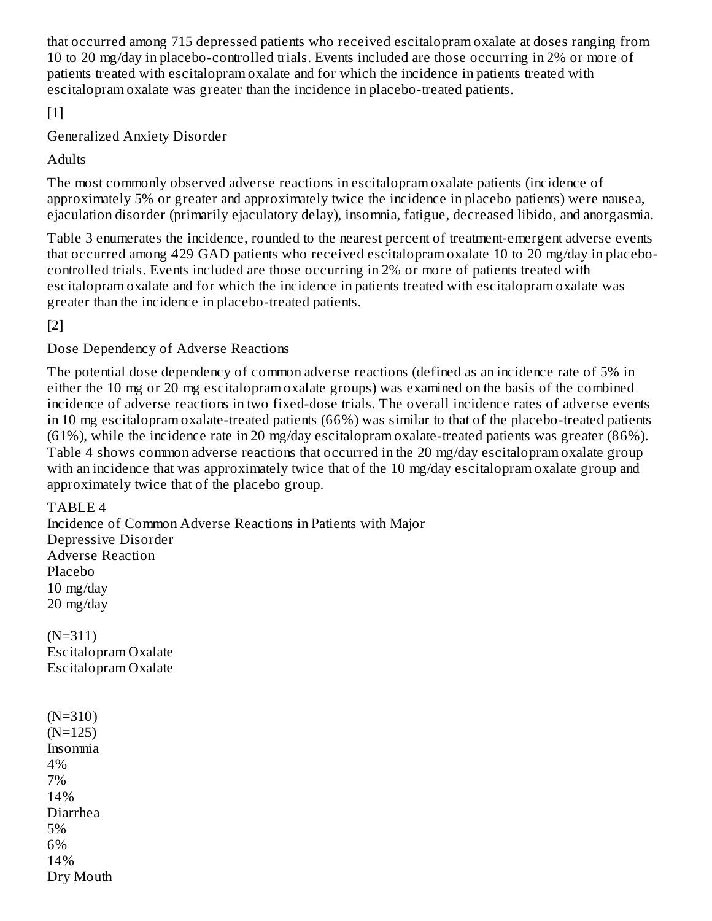that occurred among 715 depressed patients who received escitalopram oxalate at doses ranging from 10 to 20 mg/day in placebo-controlled trials. Events included are those occurring in 2% or more of patients treated with escitalopram oxalate and for which the incidence in patients treated with escitalopram oxalate was greater than the incidence in placebo-treated patients.

[1]

Generalized Anxiety Disorder

Adults

The most commonly observed adverse reactions in escitalopram oxalate patients (incidence of approximately 5% or greater and approximately twice the incidence in placebo patients) were nausea, ejaculation disorder (primarily ejaculatory delay), insomnia, fatigue, decreased libido, and anorgasmia.

Table 3 enumerates the incidence, rounded to the nearest percent of treatment-emergent adverse events that occurred among 429 GAD patients who received escitalopram oxalate 10 to 20 mg/day in placebo-controlled trials. Events included are those occurring in 2% or more of patients treated with escitalopram oxalate and for which the incidence in patients treated with escitalopram oxalate was greater than the incidence in placebo-treated patients.

[2]

Dose Dependency of Adverse Reactions

The potential dose dependency of common adverse reactions (defined as an incidence rate of 5% in either the 10 mg or 20 mg escitalopram oxalate groups) was examined on the basis of the combined incidence of adverse reactions in two fixed-dose trials. The overall incidence rates of adverse events in 10 mg escitalopram oxalate-treated patients (66%) was similar to that of the placebo-treated patients (61%), while the incidence rate in 20 mg/day escitalopram oxalate-treated patients was greater (86%). Table 4 shows common adverse reactions that occurred in the 20 mg/day escitalopram oxalate group with an incidence that was approximately twice that of the 10 mg/day escitalopram oxalate group and approximately twice that of the placebo group.

TABLE 4
Incidence of Common Adverse Reactions in Patients with Major Depressive Disorder

| Adverse Reaction | Placebo (N=311) | 10 mg/day Escitalopram Oxalate (N=310) | 20 mg/day Escitalopram Oxalate (N=125) |
|---|---|---|---|
| Insomnia | 4% | 7% | 14% |
| Diarrhea | 5% | 6% | 14% |
| Dry Mouth | | | |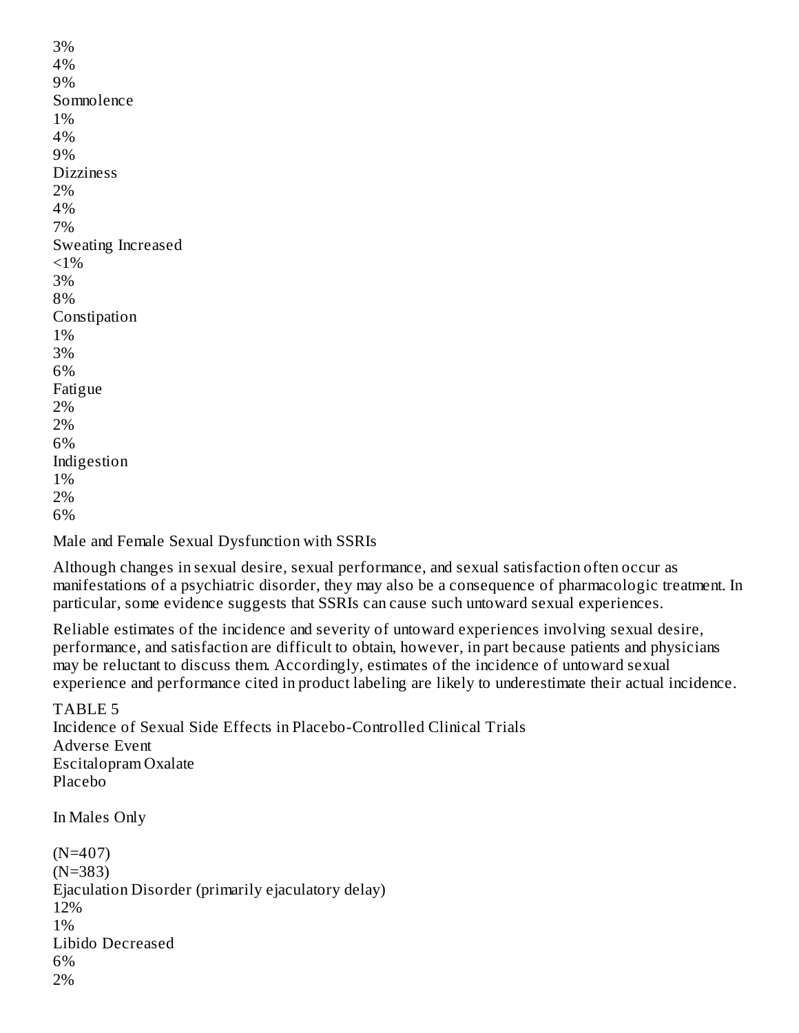| | | | |
|---|---|---|---|
| | 3% | 4% | 9% |
| Somnolence | 1% | 4% | 9% |
| Dizziness | 2% | 4% | 7% |
| Sweating Increased | <1% | 3% | 8% |
| Constipation | 1% | 3% | 6% |
| Fatigue | 2% | 2% | 6% |
| Indigestion | 1% | 2% | 6% |

Male and Female Sexual Dysfunction with SSRIs

Although changes in sexual desire, sexual performance, and sexual satisfaction often occur as manifestations of a psychiatric disorder, they may also be a consequence of pharmacologic treatment. In particular, some evidence suggests that SSRIs can cause such untoward sexual experiences.

Reliable estimates of the incidence and severity of untoward experiences involving sexual desire, performance, and satisfaction are difficult to obtain, however, in part because patients and physicians may be reluctant to discuss them. Accordingly, estimates of the incidence of untoward sexual experience and performance cited in product labeling are likely to underestimate their actual incidence.

TABLE 5
Incidence of Sexual Side Effects in Placebo-Controlled Clinical Trials

| Adverse Event | Escitalopram Oxalate | Placebo |
|---|---|---|
| **In Males Only** | | |
| | (N=407) | (N=383) |
| Ejaculation Disorder (primarily ejaculatory delay) | 12% | 1% |
| Libido Decreased | 6% | 2% |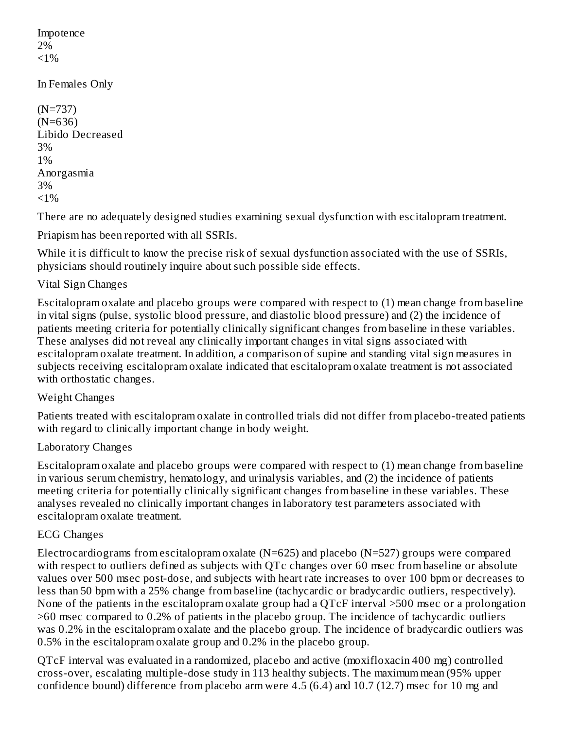| | | |
|---|---|---|
| Impotence | 2% | <1% |
| **In Females Only** | | |
| | (N=737) | (N=636) |
| Libido Decreased | 3% | 1% |
| Anorgasmia | 3% | <1% |

There are no adequately designed studies examining sexual dysfunction with escitalopram treatment.

Priapism has been reported with all SSRIs.

While it is difficult to know the precise risk of sexual dysfunction associated with the use of SSRIs, physicians should routinely inquire about such possible side effects.

Vital Sign Changes

Escitalopram oxalate and placebo groups were compared with respect to (1) mean change from baseline in vital signs (pulse, systolic blood pressure, and diastolic blood pressure) and (2) the incidence of patients meeting criteria for potentially clinically significant changes from baseline in these variables. These analyses did not reveal any clinically important changes in vital signs associated with escitalopram oxalate treatment. In addition, a comparison of supine and standing vital sign measures in subjects receiving escitalopram oxalate indicated that escitalopram oxalate treatment is not associated with orthostatic changes.

Weight Changes

Patients treated with escitalopram oxalate in controlled trials did not differ from placebo-treated patients with regard to clinically important change in body weight.

Laboratory Changes

Escitalopram oxalate and placebo groups were compared with respect to (1) mean change from baseline in various serum chemistry, hematology, and urinalysis variables, and (2) the incidence of patients meeting criteria for potentially clinically significant changes from baseline in these variables. These analyses revealed no clinically important changes in laboratory test parameters associated with escitalopram oxalate treatment.

ECG Changes

Electrocardiograms from escitalopram oxalate (N=625) and placebo (N=527) groups were compared with respect to outliers defined as subjects with QTc changes over 60 msec from baseline or absolute values over 500 msec post-dose, and subjects with heart rate increases to over 100 bpm or decreases to less than 50 bpm with a 25% change from baseline (tachycardic or bradycardic outliers, respectively). None of the patients in the escitalopram oxalate group had a QTcF interval >500 msec or a prolongation >60 msec compared to 0.2% of patients in the placebo group. The incidence of tachycardic outliers was 0.2% in the escitalopram oxalate and the placebo group. The incidence of bradycardic outliers was 0.5% in the escitalopram oxalate group and 0.2% in the placebo group.

QTcF interval was evaluated in a randomized, placebo and active (moxifloxacin 400 mg) controlled cross-over, escalating multiple-dose study in 113 healthy subjects. The maximum mean (95% upper confidence bound) difference from placebo arm were 4.5 (6.4) and 10.7 (12.7) msec for 10 mg and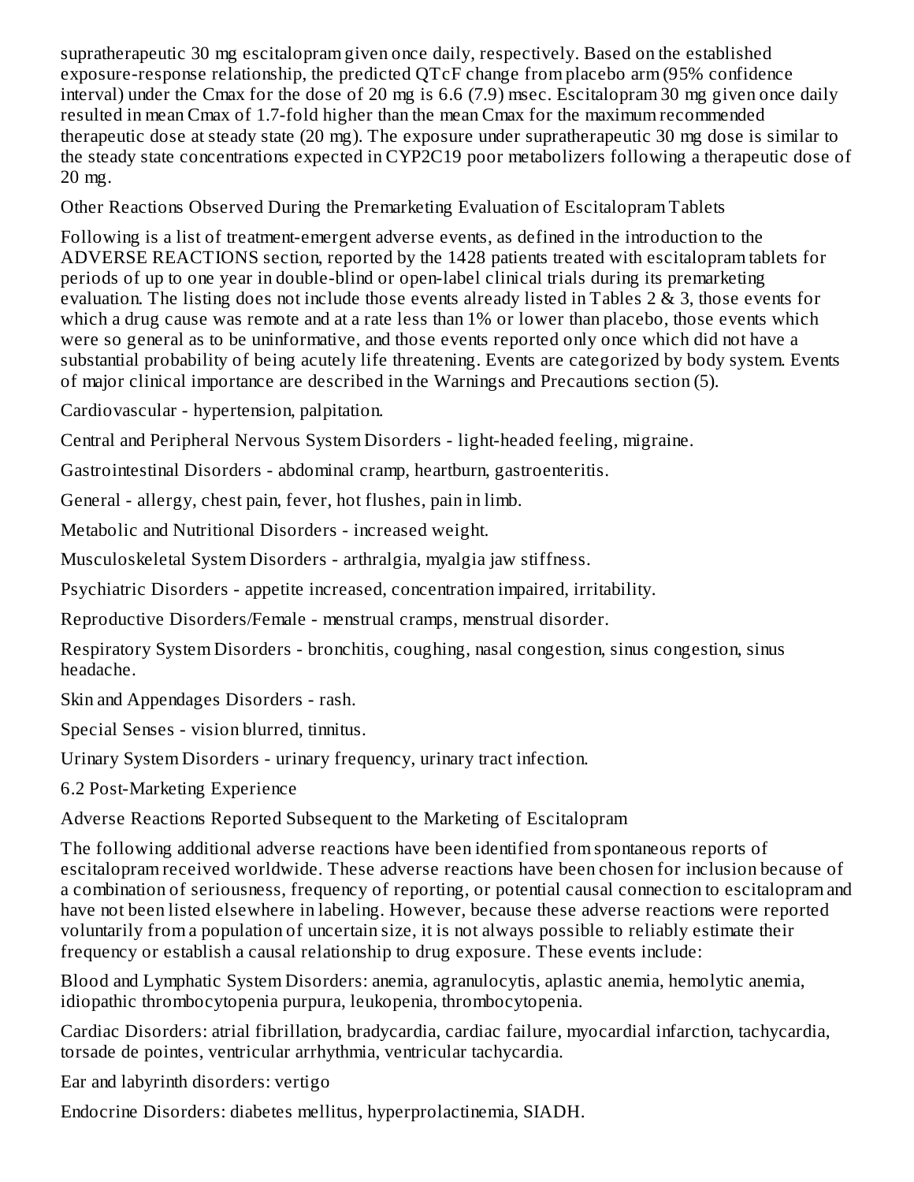supratherapeutic 30 mg escitalopram given once daily, respectively. Based on the established exposure-response relationship, the predicted QTcF change from placebo arm (95% confidence interval) under the Cmax for the dose of 20 mg is 6.6 (7.9) msec. Escitalopram 30 mg given once daily resulted in mean Cmax of 1.7-fold higher than the mean Cmax for the maximum recommended therapeutic dose at steady state (20 mg). The exposure under supratherapeutic 30 mg dose is similar to the steady state concentrations expected in CYP2C19 poor metabolizers following a therapeutic dose of 20 mg.

Other Reactions Observed During the Premarketing Evaluation of Escitalopram Tablets

Following is a list of treatment-emergent adverse events, as defined in the introduction to the ADVERSE REACTIONS section, reported by the 1428 patients treated with escitalopram tablets for periods of up to one year in double-blind or open-label clinical trials during its premarketing evaluation. The listing does not include those events already listed in Tables 2 & 3, those events for which a drug cause was remote and at a rate less than 1% or lower than placebo, those events which were so general as to be uninformative, and those events reported only once which did not have a substantial probability of being acutely life threatening. Events are categorized by body system. Events of major clinical importance are described in the Warnings and Precautions section (5).

Cardiovascular - hypertension, palpitation.

Central and Peripheral Nervous System Disorders - light-headed feeling, migraine.

Gastrointestinal Disorders - abdominal cramp, heartburn, gastroenteritis.

General - allergy, chest pain, fever, hot flushes, pain in limb.

Metabolic and Nutritional Disorders - increased weight.

Musculoskeletal System Disorders - arthralgia, myalgia jaw stiffness.

Psychiatric Disorders - appetite increased, concentration impaired, irritability.

Reproductive Disorders/Female - menstrual cramps, menstrual disorder.

Respiratory System Disorders - bronchitis, coughing, nasal congestion, sinus congestion, sinus headache.

Skin and Appendages Disorders - rash.

Special Senses - vision blurred, tinnitus.

Urinary System Disorders - urinary frequency, urinary tract infection.

## 6.2 Post-Marketing Experience

Adverse Reactions Reported Subsequent to the Marketing of Escitalopram

The following additional adverse reactions have been identified from spontaneous reports of escitalopram received worldwide. These adverse reactions have been chosen for inclusion because of a combination of seriousness, frequency of reporting, or potential causal connection to escitalopram and have not been listed elsewhere in labeling. However, because these adverse reactions were reported voluntarily from a population of uncertain size, it is not always possible to reliably estimate their frequency or establish a causal relationship to drug exposure. These events include:

Blood and Lymphatic System Disorders: anemia, agranulocytis, aplastic anemia, hemolytic anemia, idiopathic thrombocytopenia purpura, leukopenia, thrombocytopenia.

Cardiac Disorders: atrial fibrillation, bradycardia, cardiac failure, myocardial infarction, tachycardia, torsade de pointes, ventricular arrhythmia, ventricular tachycardia.

Ear and labyrinth disorders: vertigo

Endocrine Disorders: diabetes mellitus, hyperprolactinemia, SIADH.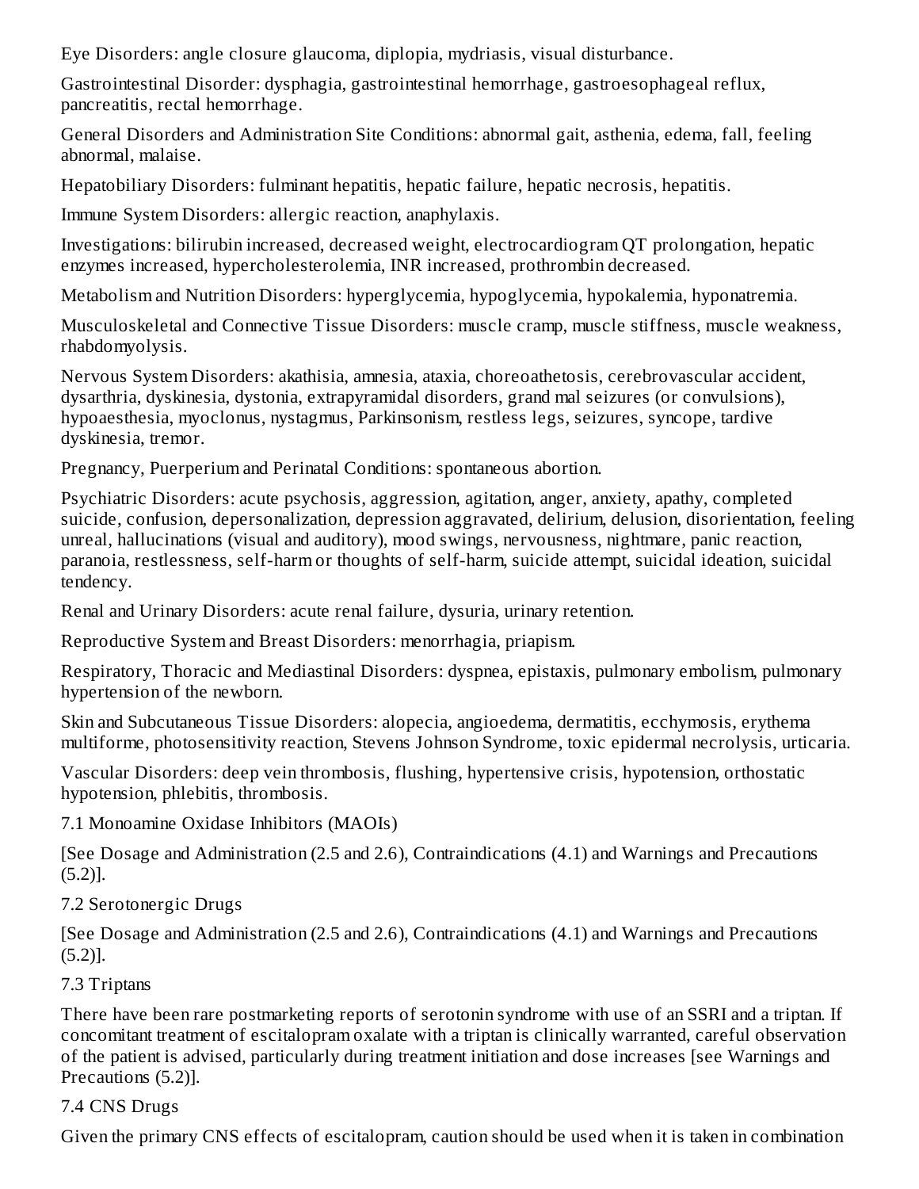Eye Disorders: angle closure glaucoma, diplopia, mydriasis, visual disturbance.

Gastrointestinal Disorder: dysphagia, gastrointestinal hemorrhage, gastroesophageal reflux, pancreatitis, rectal hemorrhage.

General Disorders and Administration Site Conditions: abnormal gait, asthenia, edema, fall, feeling abnormal, malaise.

Hepatobiliary Disorders: fulminant hepatitis, hepatic failure, hepatic necrosis, hepatitis.

Immune System Disorders: allergic reaction, anaphylaxis.

Investigations: bilirubin increased, decreased weight, electrocardiogram QT prolongation, hepatic enzymes increased, hypercholesterolemia, INR increased, prothrombin decreased.

Metabolism and Nutrition Disorders: hyperglycemia, hypoglycemia, hypokalemia, hyponatremia.

Musculoskeletal and Connective Tissue Disorders: muscle cramp, muscle stiffness, muscle weakness, rhabdomyolysis.

Nervous System Disorders: akathisia, amnesia, ataxia, choreoathetosis, cerebrovascular accident, dysarthria, dyskinesia, dystonia, extrapyramidal disorders, grand mal seizures (or convulsions), hypoaesthesia, myoclonus, nystagmus, Parkinsonism, restless legs, seizures, syncope, tardive dyskinesia, tremor.

Pregnancy, Puerperium and Perinatal Conditions: spontaneous abortion.

Psychiatric Disorders: acute psychosis, aggression, agitation, anger, anxiety, apathy, completed suicide, confusion, depersonalization, depression aggravated, delirium, delusion, disorientation, feeling unreal, hallucinations (visual and auditory), mood swings, nervousness, nightmare, panic reaction, paranoia, restlessness, self-harm or thoughts of self-harm, suicide attempt, suicidal ideation, suicidal tendency.

Renal and Urinary Disorders: acute renal failure, dysuria, urinary retention.

Reproductive System and Breast Disorders: menorrhagia, priapism.

Respiratory, Thoracic and Mediastinal Disorders: dyspnea, epistaxis, pulmonary embolism, pulmonary hypertension of the newborn.

Skin and Subcutaneous Tissue Disorders: alopecia, angioedema, dermatitis, ecchymosis, erythema multiforme, photosensitivity reaction, Stevens Johnson Syndrome, toxic epidermal necrolysis, urticaria.

Vascular Disorders: deep vein thrombosis, flushing, hypertensive crisis, hypotension, orthostatic hypotension, phlebitis, thrombosis.

### 7.1 Monoamine Oxidase Inhibitors (MAOIs)

[See Dosage and Administration (2.5 and 2.6), Contraindications (4.1) and Warnings and Precautions (5.2)].

### 7.2 Serotonergic Drugs

[See Dosage and Administration (2.5 and 2.6), Contraindications (4.1) and Warnings and Precautions (5.2)].

### 7.3 Triptans

There have been rare postmarketing reports of serotonin syndrome with use of an SSRI and a triptan. If concomitant treatment of escitalopram oxalate with a triptan is clinically warranted, careful observation of the patient is advised, particularly during treatment initiation and dose increases [see Warnings and Precautions (5.2)].

### 7.4 CNS Drugs

Given the primary CNS effects of escitalopram, caution should be used when it is taken in combination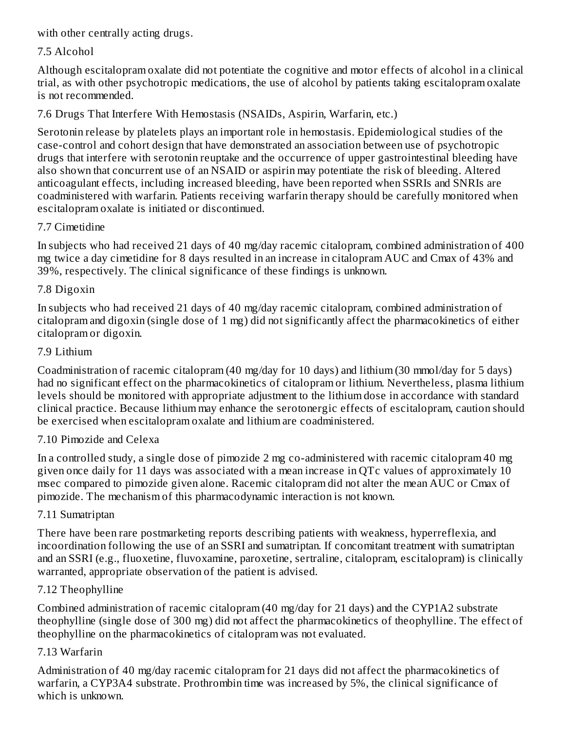with other centrally acting drugs.

### 7.5 Alcohol

Although escitalopram oxalate did not potentiate the cognitive and motor effects of alcohol in a clinical trial, as with other psychotropic medications, the use of alcohol by patients taking escitalopram oxalate is not recommended.

### 7.6 Drugs That Interfere With Hemostasis (NSAIDs, Aspirin, Warfarin, etc.)

Serotonin release by platelets plays an important role in hemostasis. Epidemiological studies of the case-control and cohort design that have demonstrated an association between use of psychotropic drugs that interfere with serotonin reuptake and the occurrence of upper gastrointestinal bleeding have also shown that concurrent use of an NSAID or aspirin may potentiate the risk of bleeding. Altered anticoagulant effects, including increased bleeding, have been reported when SSRIs and SNRIs are coadministered with warfarin. Patients receiving warfarin therapy should be carefully monitored when escitalopram oxalate is initiated or discontinued.

### 7.7 Cimetidine

In subjects who had received 21 days of 40 mg/day racemic citalopram, combined administration of 400 mg twice a day cimetidine for 8 days resulted in an increase in citalopram AUC and Cmax of 43% and 39%, respectively. The clinical significance of these findings is unknown.

### 7.8 Digoxin

In subjects who had received 21 days of 40 mg/day racemic citalopram, combined administration of citalopram and digoxin (single dose of 1 mg) did not significantly affect the pharmacokinetics of either citalopram or digoxin.

### 7.9 Lithium

Coadministration of racemic citalopram (40 mg/day for 10 days) and lithium (30 mmol/day for 5 days) had no significant effect on the pharmacokinetics of citalopram or lithium. Nevertheless, plasma lithium levels should be monitored with appropriate adjustment to the lithium dose in accordance with standard clinical practice. Because lithium may enhance the serotonergic effects of escitalopram, caution should be exercised when escitalopram oxalate and lithium are coadministered.

### 7.10 Pimozide and Celexa

In a controlled study, a single dose of pimozide 2 mg co-administered with racemic citalopram 40 mg given once daily for 11 days was associated with a mean increase in QTc values of approximately 10 msec compared to pimozide given alone. Racemic citalopram did not alter the mean AUC or Cmax of pimozide. The mechanism of this pharmacodynamic interaction is not known.

### 7.11 Sumatriptan

There have been rare postmarketing reports describing patients with weakness, hyperreflexia, and incoordination following the use of an SSRI and sumatriptan. If concomitant treatment with sumatriptan and an SSRI (e.g., fluoxetine, fluvoxamine, paroxetine, sertraline, citalopram, escitalopram) is clinically warranted, appropriate observation of the patient is advised.

### 7.12 Theophylline

Combined administration of racemic citalopram (40 mg/day for 21 days) and the CYP1A2 substrate theophylline (single dose of 300 mg) did not affect the pharmacokinetics of theophylline. The effect of theophylline on the pharmacokinetics of citalopram was not evaluated.

### 7.13 Warfarin

Administration of 40 mg/day racemic citalopram for 21 days did not affect the pharmacokinetics of warfarin, a CYP3A4 substrate. Prothrombin time was increased by 5%, the clinical significance of which is unknown.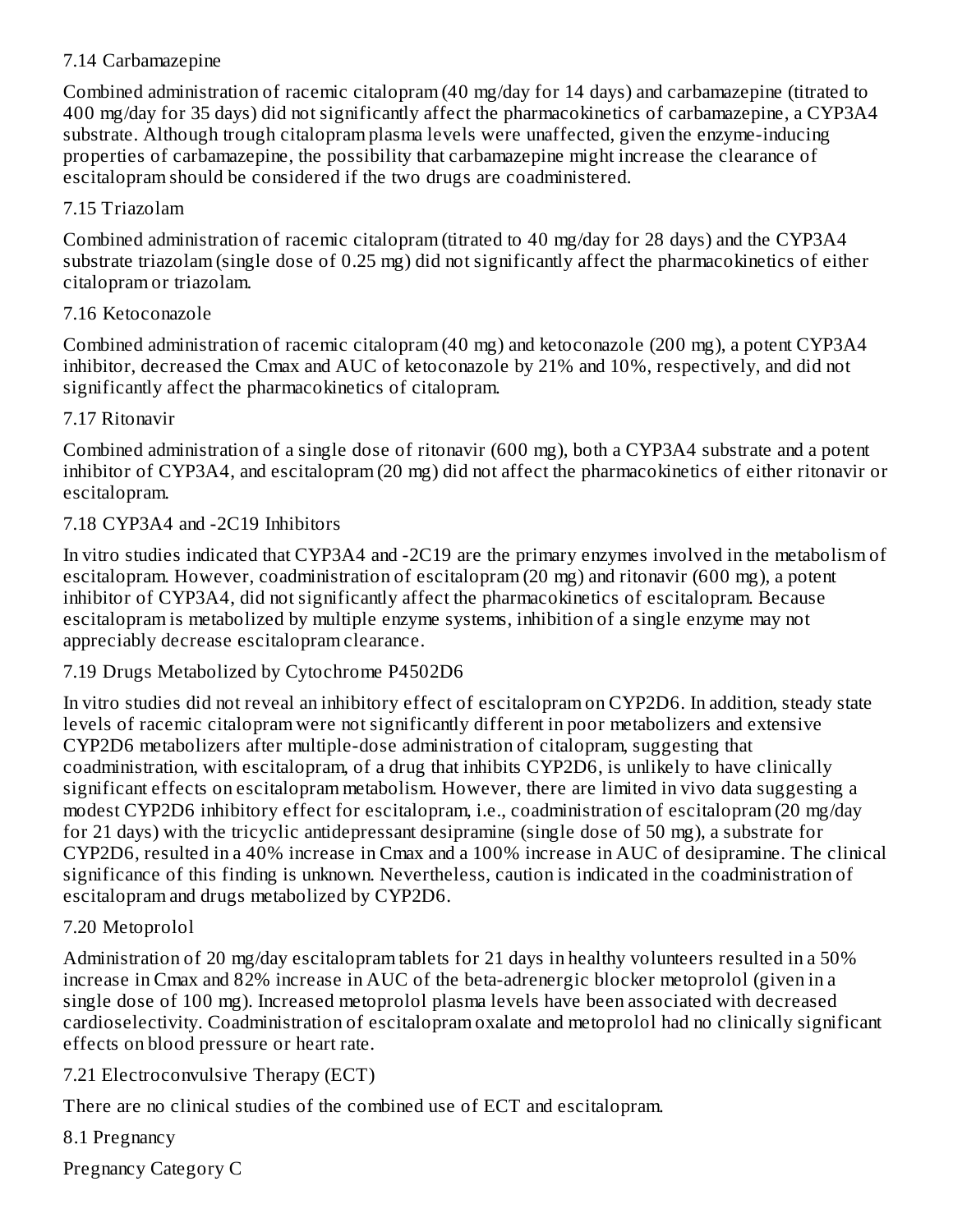### 7.14 Carbamazepine

Combined administration of racemic citalopram (40 mg/day for 14 days) and carbamazepine (titrated to 400 mg/day for 35 days) did not significantly affect the pharmacokinetics of carbamazepine, a CYP3A4 substrate. Although trough citalopram plasma levels were unaffected, given the enzyme-inducing properties of carbamazepine, the possibility that carbamazepine might increase the clearance of escitalopram should be considered if the two drugs are coadministered.

### 7.15 Triazolam

Combined administration of racemic citalopram (titrated to 40 mg/day for 28 days) and the CYP3A4 substrate triazolam (single dose of 0.25 mg) did not significantly affect the pharmacokinetics of either citalopram or triazolam.

### 7.16 Ketoconazole

Combined administration of racemic citalopram (40 mg) and ketoconazole (200 mg), a potent CYP3A4 inhibitor, decreased the Cmax and AUC of ketoconazole by 21% and 10%, respectively, and did not significantly affect the pharmacokinetics of citalopram.

### 7.17 Ritonavir

Combined administration of a single dose of ritonavir (600 mg), both a CYP3A4 substrate and a potent inhibitor of CYP3A4, and escitalopram (20 mg) did not affect the pharmacokinetics of either ritonavir or escitalopram.

### 7.18 CYP3A4 and -2C19 Inhibitors

In vitro studies indicated that CYP3A4 and -2C19 are the primary enzymes involved in the metabolism of escitalopram. However, coadministration of escitalopram (20 mg) and ritonavir (600 mg), a potent inhibitor of CYP3A4, did not significantly affect the pharmacokinetics of escitalopram. Because escitalopram is metabolized by multiple enzyme systems, inhibition of a single enzyme may not appreciably decrease escitalopram clearance.

### 7.19 Drugs Metabolized by Cytochrome P4502D6

In vitro studies did not reveal an inhibitory effect of escitalopram on CYP2D6. In addition, steady state levels of racemic citalopram were not significantly different in poor metabolizers and extensive CYP2D6 metabolizers after multiple-dose administration of citalopram, suggesting that coadministration, with escitalopram, of a drug that inhibits CYP2D6, is unlikely to have clinically significant effects on escitalopram metabolism. However, there are limited in vivo data suggesting a modest CYP2D6 inhibitory effect for escitalopram, i.e., coadministration of escitalopram (20 mg/day for 21 days) with the tricyclic antidepressant desipramine (single dose of 50 mg), a substrate for CYP2D6, resulted in a 40% increase in Cmax and a 100% increase in AUC of desipramine. The clinical significance of this finding is unknown. Nevertheless, caution is indicated in the coadministration of escitalopram and drugs metabolized by CYP2D6.

### 7.20 Metoprolol

Administration of 20 mg/day escitalopram tablets for 21 days in healthy volunteers resulted in a 50% increase in Cmax and 82% increase in AUC of the beta-adrenergic blocker metoprolol (given in a single dose of 100 mg). Increased metoprolol plasma levels have been associated with decreased cardioselectivity. Coadministration of escitalopram oxalate and metoprolol had no clinically significant effects on blood pressure or heart rate.

### 7.21 Electroconvulsive Therapy (ECT)

There are no clinical studies of the combined use of ECT and escitalopram.

### 8.1 Pregnancy

Pregnancy Category C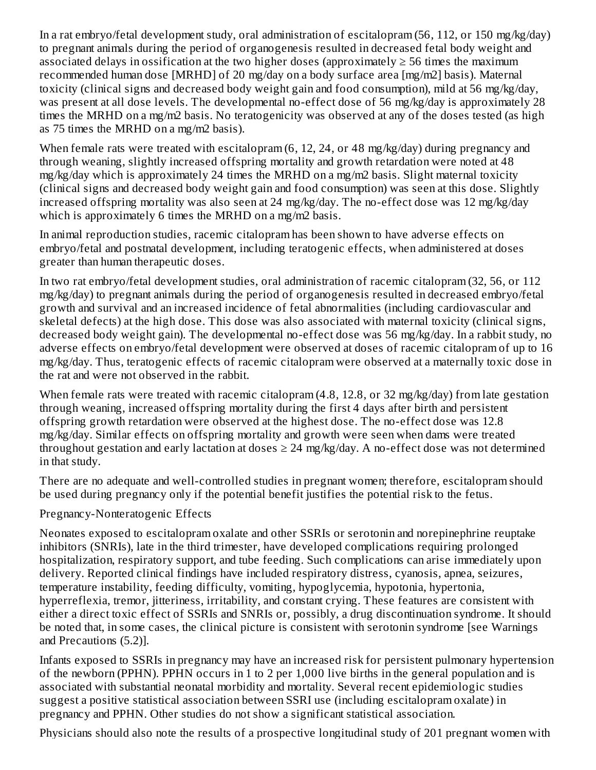In a rat embryo/fetal development study, oral administration of escitalopram (56, 112, or 150 mg/kg/day) to pregnant animals during the period of organogenesis resulted in decreased fetal body weight and associated delays in ossification at the two higher doses (approximately ≥ 56 times the maximum recommended human dose [MRHD] of 20 mg/day on a body surface area [mg/m2] basis). Maternal toxicity (clinical signs and decreased body weight gain and food consumption), mild at 56 mg/kg/day, was present at all dose levels. The developmental no-effect dose of 56 mg/kg/day is approximately 28 times the MRHD on a mg/m2 basis. No teratogenicity was observed at any of the doses tested (as high as 75 times the MRHD on a mg/m2 basis).

When female rats were treated with escitalopram (6, 12, 24, or 48 mg/kg/day) during pregnancy and through weaning, slightly increased offspring mortality and growth retardation were noted at 48 mg/kg/day which is approximately 24 times the MRHD on a mg/m2 basis. Slight maternal toxicity (clinical signs and decreased body weight gain and food consumption) was seen at this dose. Slightly increased offspring mortality was also seen at 24 mg/kg/day. The no-effect dose was 12 mg/kg/day which is approximately 6 times the MRHD on a mg/m2 basis.

In animal reproduction studies, racemic citalopram has been shown to have adverse effects on embryo/fetal and postnatal development, including teratogenic effects, when administered at doses greater than human therapeutic doses.

In two rat embryo/fetal development studies, oral administration of racemic citalopram (32, 56, or 112 mg/kg/day) to pregnant animals during the period of organogenesis resulted in decreased embryo/fetal growth and survival and an increased incidence of fetal abnormalities (including cardiovascular and skeletal defects) at the high dose. This dose was also associated with maternal toxicity (clinical signs, decreased body weight gain). The developmental no-effect dose was 56 mg/kg/day. In a rabbit study, no adverse effects on embryo/fetal development were observed at doses of racemic citalopram of up to 16 mg/kg/day. Thus, teratogenic effects of racemic citalopram were observed at a maternally toxic dose in the rat and were not observed in the rabbit.

When female rats were treated with racemic citalopram (4.8, 12.8, or 32 mg/kg/day) from late gestation through weaning, increased offspring mortality during the first 4 days after birth and persistent offspring growth retardation were observed at the highest dose. The no-effect dose was 12.8 mg/kg/day. Similar effects on offspring mortality and growth were seen when dams were treated throughout gestation and early lactation at doses ≥ 24 mg/kg/day. A no-effect dose was not determined in that study.

There are no adequate and well-controlled studies in pregnant women; therefore, escitalopram should be used during pregnancy only if the potential benefit justifies the potential risk to the fetus.

Pregnancy-Nonteratogenic Effects

Neonates exposed to escitalopram oxalate and other SSRIs or serotonin and norepinephrine reuptake inhibitors (SNRIs), late in the third trimester, have developed complications requiring prolonged hospitalization, respiratory support, and tube feeding. Such complications can arise immediately upon delivery. Reported clinical findings have included respiratory distress, cyanosis, apnea, seizures, temperature instability, feeding difficulty, vomiting, hypoglycemia, hypotonia, hypertonia, hyperreflexia, tremor, jitteriness, irritability, and constant crying. These features are consistent with either a direct toxic effect of SSRIs and SNRIs or, possibly, a drug discontinuation syndrome. It should be noted that, in some cases, the clinical picture is consistent with serotonin syndrome [see Warnings and Precautions (5.2)].

Infants exposed to SSRIs in pregnancy may have an increased risk for persistent pulmonary hypertension of the newborn (PPHN). PPHN occurs in 1 to 2 per 1,000 live births in the general population and is associated with substantial neonatal morbidity and mortality. Several recent epidemiologic studies suggest a positive statistical association between SSRI use (including escitalopram oxalate) in pregnancy and PPHN. Other studies do not show a significant statistical association.

Physicians should also note the results of a prospective longitudinal study of 201 pregnant women with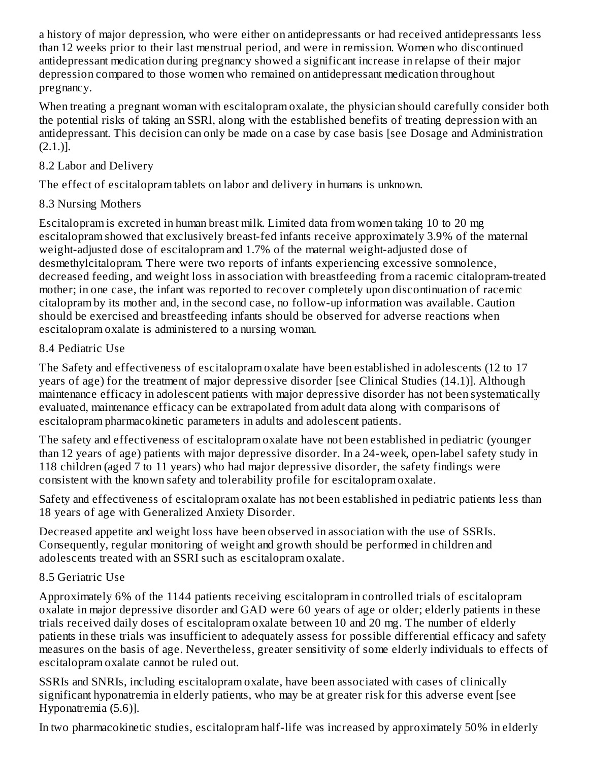a history of major depression, who were either on antidepressants or had received antidepressants less than 12 weeks prior to their last menstrual period, and were in remission. Women who discontinued antidepressant medication during pregnancy showed a significant increase in relapse of their major depression compared to those women who remained on antidepressant medication throughout pregnancy.

When treating a pregnant woman with escitalopram oxalate, the physician should carefully consider both the potential risks of taking an SSRl, along with the established benefits of treating depression with an antidepressant. This decision can only be made on a case by case basis [see Dosage and Administration (2.1.)].

### 8.2 Labor and Delivery

The effect of escitalopram tablets on labor and delivery in humans is unknown.

### 8.3 Nursing Mothers

Escitalopram is excreted in human breast milk. Limited data from women taking 10 to 20 mg escitalopram showed that exclusively breast-fed infants receive approximately 3.9% of the maternal weight-adjusted dose of escitalopram and 1.7% of the maternal weight-adjusted dose of desmethylcitalopram. There were two reports of infants experiencing excessive somnolence, decreased feeding, and weight loss in association with breastfeeding from a racemic citalopram-treated mother; in one case, the infant was reported to recover completely upon discontinuation of racemic citalopram by its mother and, in the second case, no follow-up information was available. Caution should be exercised and breastfeeding infants should be observed for adverse reactions when escitalopram oxalate is administered to a nursing woman.

### 8.4 Pediatric Use

The Safety and effectiveness of escitalopram oxalate have been established in adolescents (12 to 17 years of age) for the treatment of major depressive disorder [see Clinical Studies (14.1)]. Although maintenance efficacy in adolescent patients with major depressive disorder has not been systematically evaluated, maintenance efficacy can be extrapolated from adult data along with comparisons of escitalopram pharmacokinetic parameters in adults and adolescent patients.

The safety and effectiveness of escitalopram oxalate have not been established in pediatric (younger than 12 years of age) patients with major depressive disorder. In a 24-week, open-label safety study in 118 children (aged 7 to 11 years) who had major depressive disorder, the safety findings were consistent with the known safety and tolerability profile for escitalopram oxalate.

Safety and effectiveness of escitalopram oxalate has not been established in pediatric patients less than 18 years of age with Generalized Anxiety Disorder.

Decreased appetite and weight loss have been observed in association with the use of SSRIs. Consequently, regular monitoring of weight and growth should be performed in children and adolescents treated with an SSRI such as escitalopram oxalate.

### 8.5 Geriatric Use

Approximately 6% of the 1144 patients receiving escitalopram in controlled trials of escitalopram oxalate in major depressive disorder and GAD were 60 years of age or older; elderly patients in these trials received daily doses of escitalopram oxalate between 10 and 20 mg. The number of elderly patients in these trials was insufficient to adequately assess for possible differential efficacy and safety measures on the basis of age. Nevertheless, greater sensitivity of some elderly individuals to effects of escitalopram oxalate cannot be ruled out.

SSRIs and SNRIs, including escitalopram oxalate, have been associated with cases of clinically significant hyponatremia in elderly patients, who may be at greater risk for this adverse event [see Hyponatremia (5.6)].

In two pharmacokinetic studies, escitalopram half-life was increased by approximately 50% in elderly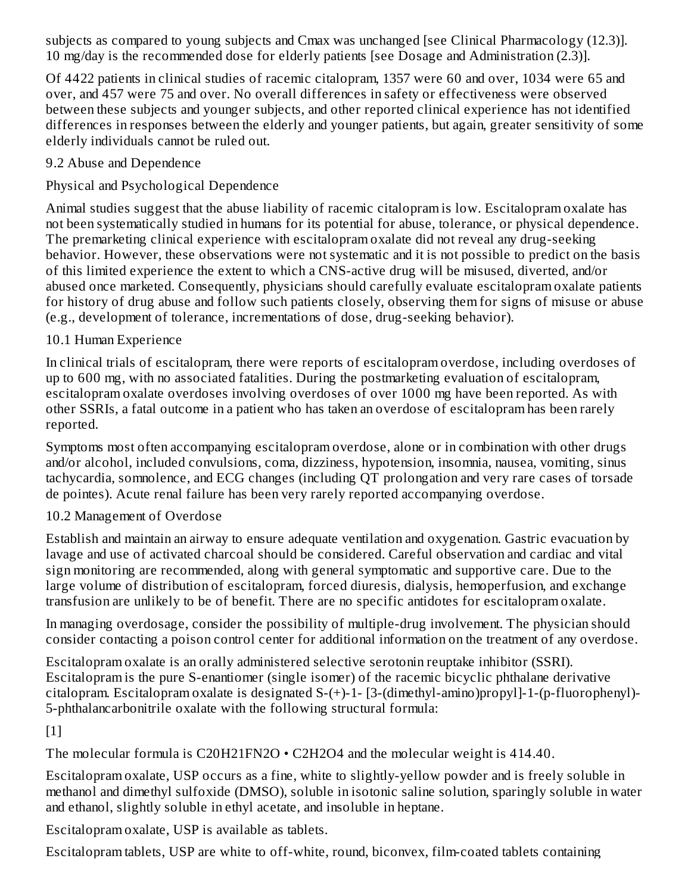subjects as compared to young subjects and Cmax was unchanged [see Clinical Pharmacology (12.3)]. 10 mg/day is the recommended dose for elderly patients [see Dosage and Administration (2.3)].

Of 4422 patients in clinical studies of racemic citalopram, 1357 were 60 and over, 1034 were 65 and over, and 457 were 75 and over. No overall differences in safety or effectiveness were observed between these subjects and younger subjects, and other reported clinical experience has not identified differences in responses between the elderly and younger patients, but again, greater sensitivity of some elderly individuals cannot be ruled out.

## 9.2 Abuse and Dependence

### Physical and Psychological Dependence

Animal studies suggest that the abuse liability of racemic citalopram is low. Escitalopram oxalate has not been systematically studied in humans for its potential for abuse, tolerance, or physical dependence. The premarketing clinical experience with escitalopram oxalate did not reveal any drug-seeking behavior. However, these observations were not systematic and it is not possible to predict on the basis of this limited experience the extent to which a CNS-active drug will be misused, diverted, and/or abused once marketed. Consequently, physicians should carefully evaluate escitalopram oxalate patients for history of drug abuse and follow such patients closely, observing them for signs of misuse or abuse (e.g., development of tolerance, incrementations of dose, drug-seeking behavior).

## 10.1 Human Experience

In clinical trials of escitalopram, there were reports of escitalopram overdose, including overdoses of up to 600 mg, with no associated fatalities. During the postmarketing evaluation of escitalopram, escitalopram oxalate overdoses involving overdoses of over 1000 mg have been reported. As with other SSRIs, a fatal outcome in a patient who has taken an overdose of escitalopram has been rarely reported.

Symptoms most often accompanying escitalopram overdose, alone or in combination with other drugs and/or alcohol, included convulsions, coma, dizziness, hypotension, insomnia, nausea, vomiting, sinus tachycardia, somnolence, and ECG changes (including QT prolongation and very rare cases of torsade de pointes). Acute renal failure has been very rarely reported accompanying overdose.

## 10.2 Management of Overdose

Establish and maintain an airway to ensure adequate ventilation and oxygenation. Gastric evacuation by lavage and use of activated charcoal should be considered. Careful observation and cardiac and vital sign monitoring are recommended, along with general symptomatic and supportive care. Due to the large volume of distribution of escitalopram, forced diuresis, dialysis, hemoperfusion, and exchange transfusion are unlikely to be of benefit. There are no specific antidotes for escitalopram oxalate.

In managing overdosage, consider the possibility of multiple-drug involvement. The physician should consider contacting a poison control center for additional information on the treatment of any overdose.

Escitalopram oxalate is an orally administered selective serotonin reuptake inhibitor (SSRI). Escitalopram is the pure S-enantiomer (single isomer) of the racemic bicyclic phthalane derivative citalopram. Escitalopram oxalate is designated S-(+)-1- [3-(dimethyl-amino)propyl]-1-(p-fluorophenyl)-5-phthalancarbonitrile oxalate with the following structural formula:

[1]

The molecular formula is $C_{20}H_{21}FN_2O \cdot C_2H_2O_4$ and the molecular weight is 414.40.

Escitalopram oxalate, USP occurs as a fine, white to slightly-yellow powder and is freely soluble in methanol and dimethyl sulfoxide (DMSO), soluble in isotonic saline solution, sparingly soluble in water and ethanol, slightly soluble in ethyl acetate, and insoluble in heptane.

Escitalopram oxalate, USP is available as tablets.

Escitalopram tablets, USP are white to off-white, round, biconvex, film-coated tablets containing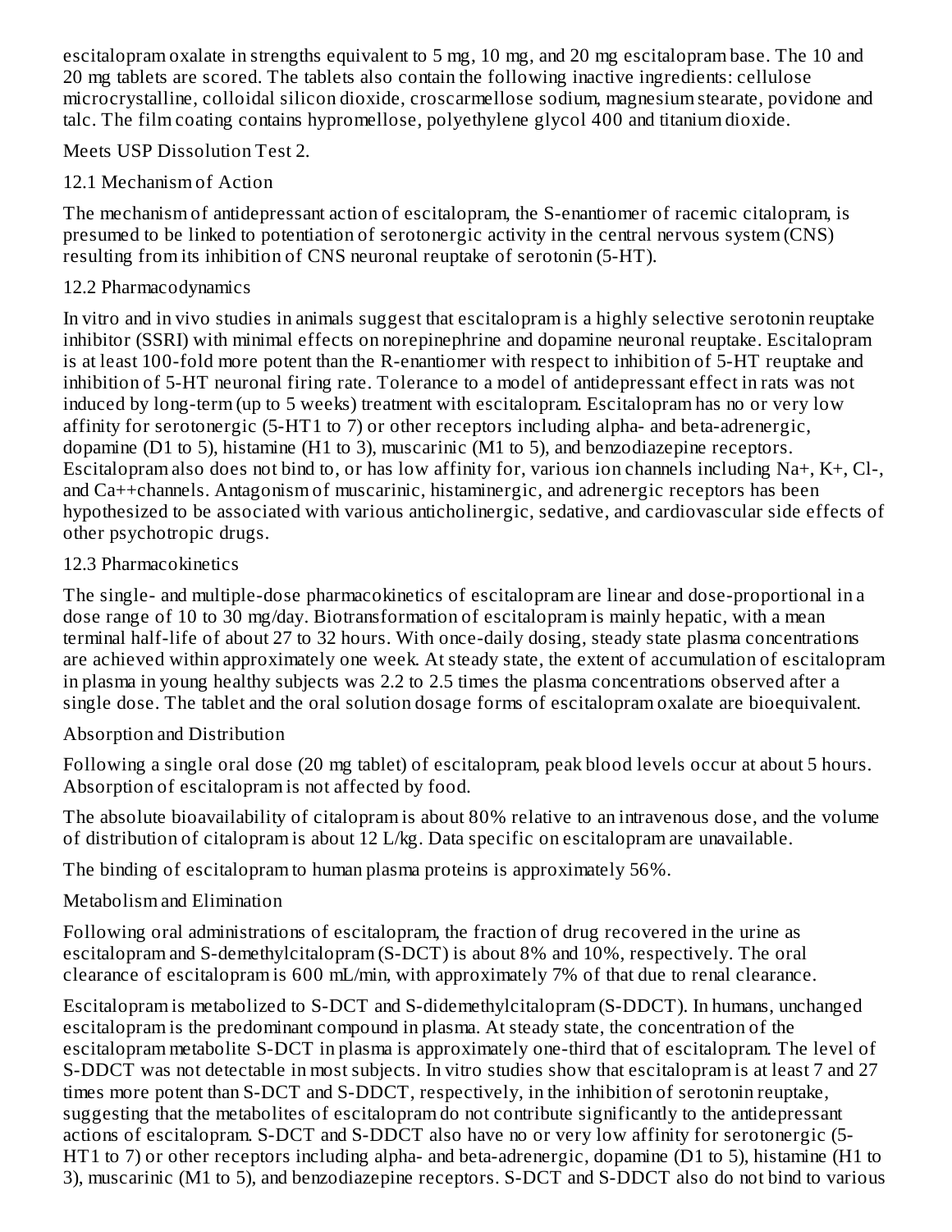escitalopram oxalate in strengths equivalent to 5 mg, 10 mg, and 20 mg escitalopram base. The 10 and 20 mg tablets are scored. The tablets also contain the following inactive ingredients: cellulose microcrystalline, colloidal silicon dioxide, croscarmellose sodium, magnesium stearate, povidone and talc. The film coating contains hypromellose, polyethylene glycol 400 and titanium dioxide.

Meets USP Dissolution Test 2.

### 12.1 Mechanism of Action

The mechanism of antidepressant action of escitalopram, the S-enantiomer of racemic citalopram, is presumed to be linked to potentiation of serotonergic activity in the central nervous system (CNS) resulting from its inhibition of CNS neuronal reuptake of serotonin (5-HT).

### 12.2 Pharmacodynamics

In vitro and in vivo studies in animals suggest that escitalopram is a highly selective serotonin reuptake inhibitor (SSRI) with minimal effects on norepinephrine and dopamine neuronal reuptake. Escitalopram is at least 100-fold more potent than the R-enantiomer with respect to inhibition of 5-HT reuptake and inhibition of 5-HT neuronal firing rate. Tolerance to a model of antidepressant effect in rats was not induced by long-term (up to 5 weeks) treatment with escitalopram. Escitalopram has no or very low affinity for serotonergic (5-HT1 to 7) or other receptors including alpha- and beta-adrenergic, dopamine (D1 to 5), histamine (H1 to 3), muscarinic (M1 to 5), and benzodiazepine receptors. Escitalopram also does not bind to, or has low affinity for, various ion channels including $Na^+$, $K^+$, $Cl^-$, and $Ca^{++}$channels. Antagonism of muscarinic, histaminergic, and adrenergic receptors has been hypothesized to be associated with various anticholinergic, sedative, and cardiovascular side effects of other psychotropic drugs.

### 12.3 Pharmacokinetics

The single- and multiple-dose pharmacokinetics of escitalopram are linear and dose-proportional in a dose range of 10 to 30 mg/day. Biotransformation of escitalopram is mainly hepatic, with a mean terminal half-life of about 27 to 32 hours. With once-daily dosing, steady state plasma concentrations are achieved within approximately one week. At steady state, the extent of accumulation of escitalopram in plasma in young healthy subjects was 2.2 to 2.5 times the plasma concentrations observed after a single dose. The tablet and the oral solution dosage forms of escitalopram oxalate are bioequivalent.

#### Absorption and Distribution

Following a single oral dose (20 mg tablet) of escitalopram, peak blood levels occur at about 5 hours. Absorption of escitalopram is not affected by food.

The absolute bioavailability of citalopram is about 80% relative to an intravenous dose, and the volume of distribution of citalopram is about 12 L/kg. Data specific on escitalopram are unavailable.

The binding of escitalopram to human plasma proteins is approximately 56%.

#### Metabolism and Elimination

Following oral administrations of escitalopram, the fraction of drug recovered in the urine as escitalopram and S-demethylcitalopram (S-DCT) is about 8% and 10%, respectively. The oral clearance of escitalopram is 600 mL/min, with approximately 7% of that due to renal clearance.

Escitalopram is metabolized to S-DCT and S-didemethylcitalopram (S-DDCT). In humans, unchanged escitalopram is the predominant compound in plasma. At steady state, the concentration of the escitalopram metabolite S-DCT in plasma is approximately one-third that of escitalopram. The level of S-DDCT was not detectable in most subjects. In vitro studies show that escitalopram is at least 7 and 27 times more potent than S-DCT and S-DDCT, respectively, in the inhibition of serotonin reuptake, suggesting that the metabolites of escitalopram do not contribute significantly to the antidepressant actions of escitalopram. S-DCT and S-DDCT also have no or very low affinity for serotonergic (5-HT1 to 7) or other receptors including alpha- and beta-adrenergic, dopamine (D1 to 5), histamine (H1 to 3), muscarinic (M1 to 5), and benzodiazepine receptors. S-DCT and S-DDCT also do not bind to various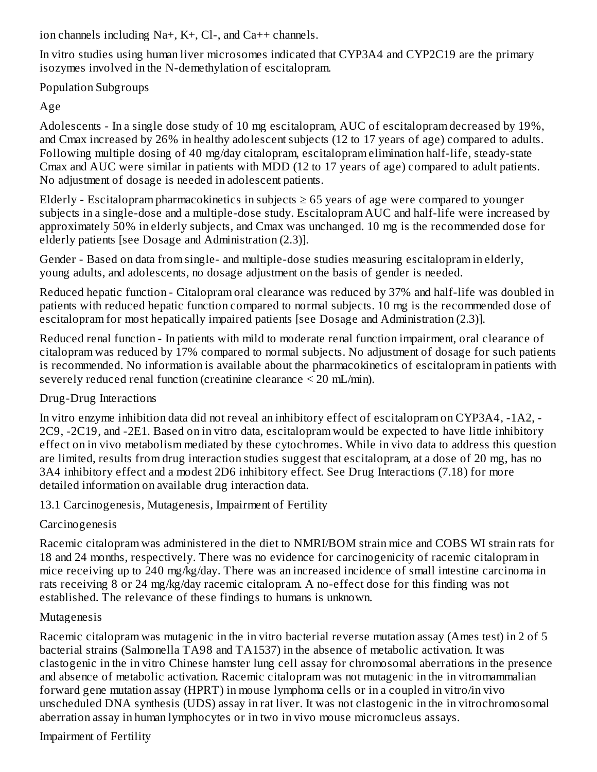ion channels including Na+, K+, Cl-, and Ca++ channels.

In vitro studies using human liver microsomes indicated that CYP3A4 and CYP2C19 are the primary isozymes involved in the N-demethylation of escitalopram.

Population Subgroups

Age

Adolescents - In a single dose study of 10 mg escitalopram, AUC of escitalopram decreased by 19%, and Cmax increased by 26% in healthy adolescent subjects (12 to 17 years of age) compared to adults. Following multiple dosing of 40 mg/day citalopram, escitalopram elimination half-life, steady-state Cmax and AUC were similar in patients with MDD (12 to 17 years of age) compared to adult patients. No adjustment of dosage is needed in adolescent patients.

Elderly - Escitalopram pharmacokinetics in subjects ≥ 65 years of age were compared to younger subjects in a single-dose and a multiple-dose study. Escitalopram AUC and half-life were increased by approximately 50% in elderly subjects, and Cmax was unchanged. 10 mg is the recommended dose for elderly patients [see Dosage and Administration (2.3)].

Gender - Based on data from single- and multiple-dose studies measuring escitalopram in elderly, young adults, and adolescents, no dosage adjustment on the basis of gender is needed.

Reduced hepatic function - Citalopram oral clearance was reduced by 37% and half-life was doubled in patients with reduced hepatic function compared to normal subjects. 10 mg is the recommended dose of escitalopram for most hepatically impaired patients [see Dosage and Administration (2.3)].

Reduced renal function - In patients with mild to moderate renal function impairment, oral clearance of citalopram was reduced by 17% compared to normal subjects. No adjustment of dosage for such patients is recommended. No information is available about the pharmacokinetics of escitalopram in patients with severely reduced renal function (creatinine clearance < 20 mL/min).

Drug-Drug Interactions

In vitro enzyme inhibition data did not reveal an inhibitory effect of escitalopram on CYP3A4, -1A2, -2C9, -2C19, and -2E1. Based on in vitro data, escitalopram would be expected to have little inhibitory effect on in vivo metabolism mediated by these cytochromes. While in vivo data to address this question are limited, results from drug interaction studies suggest that escitalopram, at a dose of 20 mg, has no 3A4 inhibitory effect and a modest 2D6 inhibitory effect. See Drug Interactions (7.18) for more detailed information on available drug interaction data.

## 13.1 Carcinogenesis, Mutagenesis, Impairment of Fertility

Carcinogenesis

Racemic citalopram was administered in the diet to NMRI/BOM strain mice and COBS WI strain rats for 18 and 24 months, respectively. There was no evidence for carcinogenicity of racemic citalopram in mice receiving up to 240 mg/kg/day. There was an increased incidence of small intestine carcinoma in rats receiving 8 or 24 mg/kg/day racemic citalopram. A no-effect dose for this finding was not established. The relevance of these findings to humans is unknown.

Mutagenesis

Racemic citalopram was mutagenic in the in vitro bacterial reverse mutation assay (Ames test) in 2 of 5 bacterial strains (Salmonella TA98 and TA1537) in the absence of metabolic activation. It was clastogenic in the in vitro Chinese hamster lung cell assay for chromosomal aberrations in the presence and absence of metabolic activation. Racemic citalopram was not mutagenic in the in vitro mammalian forward gene mutation assay (HPRT) in mouse lymphoma cells or in a coupled in vitro/in vivo unscheduled DNA synthesis (UDS) assay in rat liver. It was not clastogenic in the in vitro chromosomal aberration assay in human lymphocytes or in two in vivo mouse micronucleus assays.

Impairment of Fertility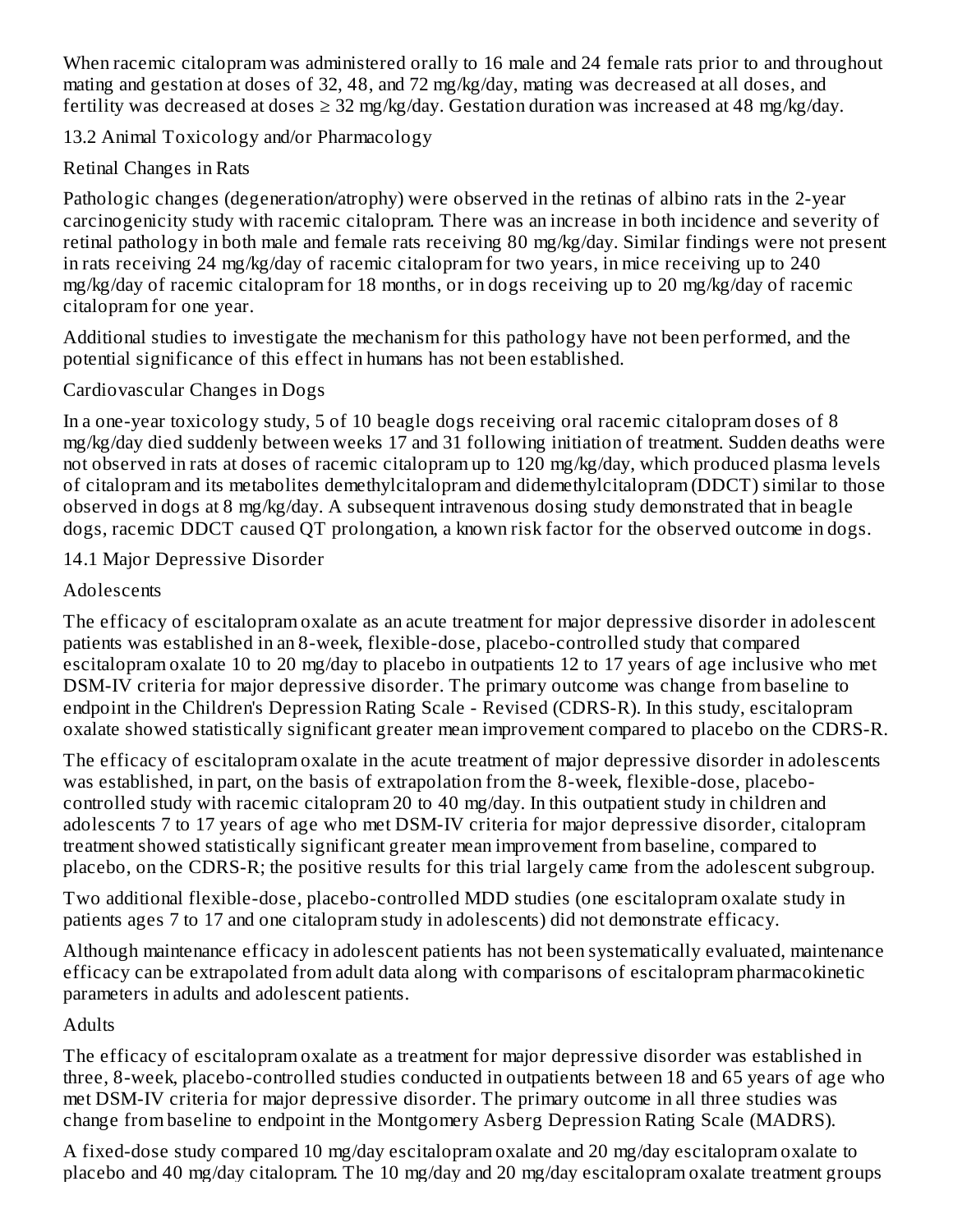When racemic citalopram was administered orally to 16 male and 24 female rats prior to and throughout mating and gestation at doses of 32, 48, and 72 mg/kg/day, mating was decreased at all doses, and fertility was decreased at doses ≥ 32 mg/kg/day. Gestation duration was increased at 48 mg/kg/day.

## 13.2 Animal Toxicology and/or Pharmacology

### Retinal Changes in Rats

Pathologic changes (degeneration/atrophy) were observed in the retinas of albino rats in the 2-year carcinogenicity study with racemic citalopram. There was an increase in both incidence and severity of retinal pathology in both male and female rats receiving 80 mg/kg/day. Similar findings were not present in rats receiving 24 mg/kg/day of racemic citalopram for two years, in mice receiving up to 240 mg/kg/day of racemic citalopram for 18 months, or in dogs receiving up to 20 mg/kg/day of racemic citalopram for one year.

Additional studies to investigate the mechanism for this pathology have not been performed, and the potential significance of this effect in humans has not been established.

### Cardiovascular Changes in Dogs

In a one-year toxicology study, 5 of 10 beagle dogs receiving oral racemic citalopram doses of 8 mg/kg/day died suddenly between weeks 17 and 31 following initiation of treatment. Sudden deaths were not observed in rats at doses of racemic citalopram up to 120 mg/kg/day, which produced plasma levels of citalopram and its metabolites demethylcitalopram and didemethylcitalopram (DDCT) similar to those observed in dogs at 8 mg/kg/day. A subsequent intravenous dosing study demonstrated that in beagle dogs, racemic DDCT caused QT prolongation, a known risk factor for the observed outcome in dogs.

## 14.1 Major Depressive Disorder

### Adolescents

The efficacy of escitalopram oxalate as an acute treatment for major depressive disorder in adolescent patients was established in an 8-week, flexible-dose, placebo-controlled study that compared escitalopram oxalate 10 to 20 mg/day to placebo in outpatients 12 to 17 years of age inclusive who met DSM-IV criteria for major depressive disorder. The primary outcome was change from baseline to endpoint in the Children's Depression Rating Scale - Revised (CDRS-R). In this study, escitalopram oxalate showed statistically significant greater mean improvement compared to placebo on the CDRS-R.

The efficacy of escitalopram oxalate in the acute treatment of major depressive disorder in adolescents was established, in part, on the basis of extrapolation from the 8-week, flexible-dose, placebo-controlled study with racemic citalopram 20 to 40 mg/day. In this outpatient study in children and adolescents 7 to 17 years of age who met DSM-IV criteria for major depressive disorder, citalopram treatment showed statistically significant greater mean improvement from baseline, compared to placebo, on the CDRS-R; the positive results for this trial largely came from the adolescent subgroup.

Two additional flexible-dose, placebo-controlled MDD studies (one escitalopram oxalate study in patients ages 7 to 17 and one citalopram study in adolescents) did not demonstrate efficacy.

Although maintenance efficacy in adolescent patients has not been systematically evaluated, maintenance efficacy can be extrapolated from adult data along with comparisons of escitalopram pharmacokinetic parameters in adults and adolescent patients.

### Adults

The efficacy of escitalopram oxalate as a treatment for major depressive disorder was established in three, 8-week, placebo-controlled studies conducted in outpatients between 18 and 65 years of age who met DSM-IV criteria for major depressive disorder. The primary outcome in all three studies was change from baseline to endpoint in the Montgomery Asberg Depression Rating Scale (MADRS).

A fixed-dose study compared 10 mg/day escitalopram oxalate and 20 mg/day escitalopram oxalate to placebo and 40 mg/day citalopram. The 10 mg/day and 20 mg/day escitalopram oxalate treatment groups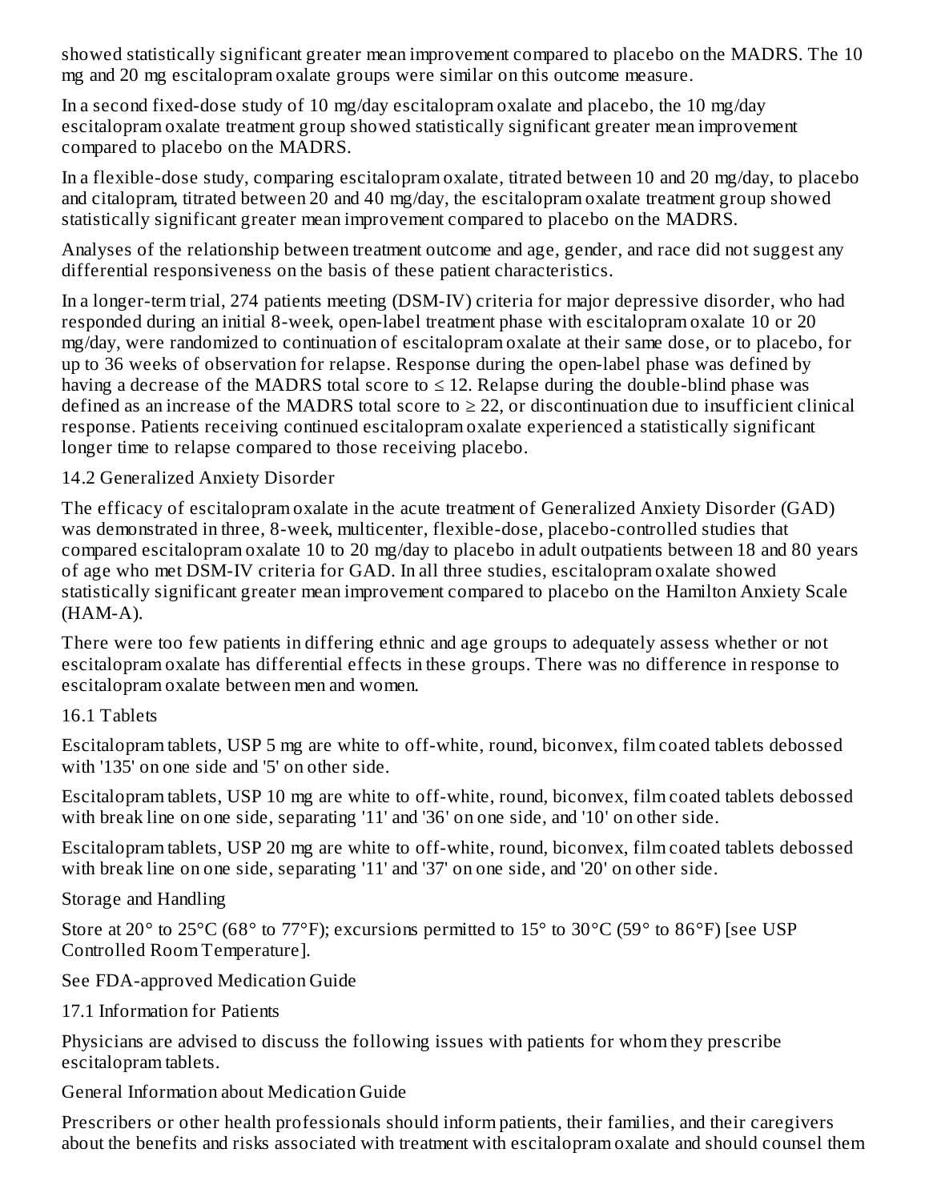showed statistically significant greater mean improvement compared to placebo on the MADRS. The 10 mg and 20 mg escitalopram oxalate groups were similar on this outcome measure.

In a second fixed-dose study of 10 mg/day escitalopram oxalate and placebo, the 10 mg/day escitalopram oxalate treatment group showed statistically significant greater mean improvement compared to placebo on the MADRS.

In a flexible-dose study, comparing escitalopram oxalate, titrated between 10 and 20 mg/day, to placebo and citalopram, titrated between 20 and 40 mg/day, the escitalopram oxalate treatment group showed statistically significant greater mean improvement compared to placebo on the MADRS.

Analyses of the relationship between treatment outcome and age, gender, and race did not suggest any differential responsiveness on the basis of these patient characteristics.

In a longer-term trial, 274 patients meeting (DSM-IV) criteria for major depressive disorder, who had responded during an initial 8-week, open-label treatment phase with escitalopram oxalate 10 or 20 mg/day, were randomized to continuation of escitalopram oxalate at their same dose, or to placebo, for up to 36 weeks of observation for relapse. Response during the open-label phase was defined by having a decrease of the MADRS total score to ≤ 12. Relapse during the double-blind phase was defined as an increase of the MADRS total score to ≥ 22, or discontinuation due to insufficient clinical response. Patients receiving continued escitalopram oxalate experienced a statistically significant longer time to relapse compared to those receiving placebo.

## 14.2 Generalized Anxiety Disorder

The efficacy of escitalopram oxalate in the acute treatment of Generalized Anxiety Disorder (GAD) was demonstrated in three, 8-week, multicenter, flexible-dose, placebo-controlled studies that compared escitalopram oxalate 10 to 20 mg/day to placebo in adult outpatients between 18 and 80 years of age who met DSM-IV criteria for GAD. In all three studies, escitalopram oxalate showed statistically significant greater mean improvement compared to placebo on the Hamilton Anxiety Scale (HAM-A).

There were too few patients in differing ethnic and age groups to adequately assess whether or not escitalopram oxalate has differential effects in these groups. There was no difference in response to escitalopram oxalate between men and women.

## 16.1 Tablets

Escitalopram tablets, USP 5 mg are white to off-white, round, biconvex, film coated tablets debossed with '135' on one side and '5' on other side.

Escitalopram tablets, USP 10 mg are white to off-white, round, biconvex, film coated tablets debossed with break line on one side, separating '11' and '36' on one side, and '10' on other side.

Escitalopram tablets, USP 20 mg are white to off-white, round, biconvex, film coated tablets debossed with break line on one side, separating '11' and '37' on one side, and '20' on other side.

## Storage and Handling

Store at 20° to 25°C (68° to 77°F); excursions permitted to 15° to 30°C (59° to 86°F) [see USP Controlled Room Temperature].

See FDA-approved Medication Guide

## 17.1 Information for Patients

Physicians are advised to discuss the following issues with patients for whom they prescribe escitalopram tablets.

### General Information about Medication Guide

Prescribers or other health professionals should inform patients, their families, and their caregivers about the benefits and risks associated with treatment with escitalopram oxalate and should counsel them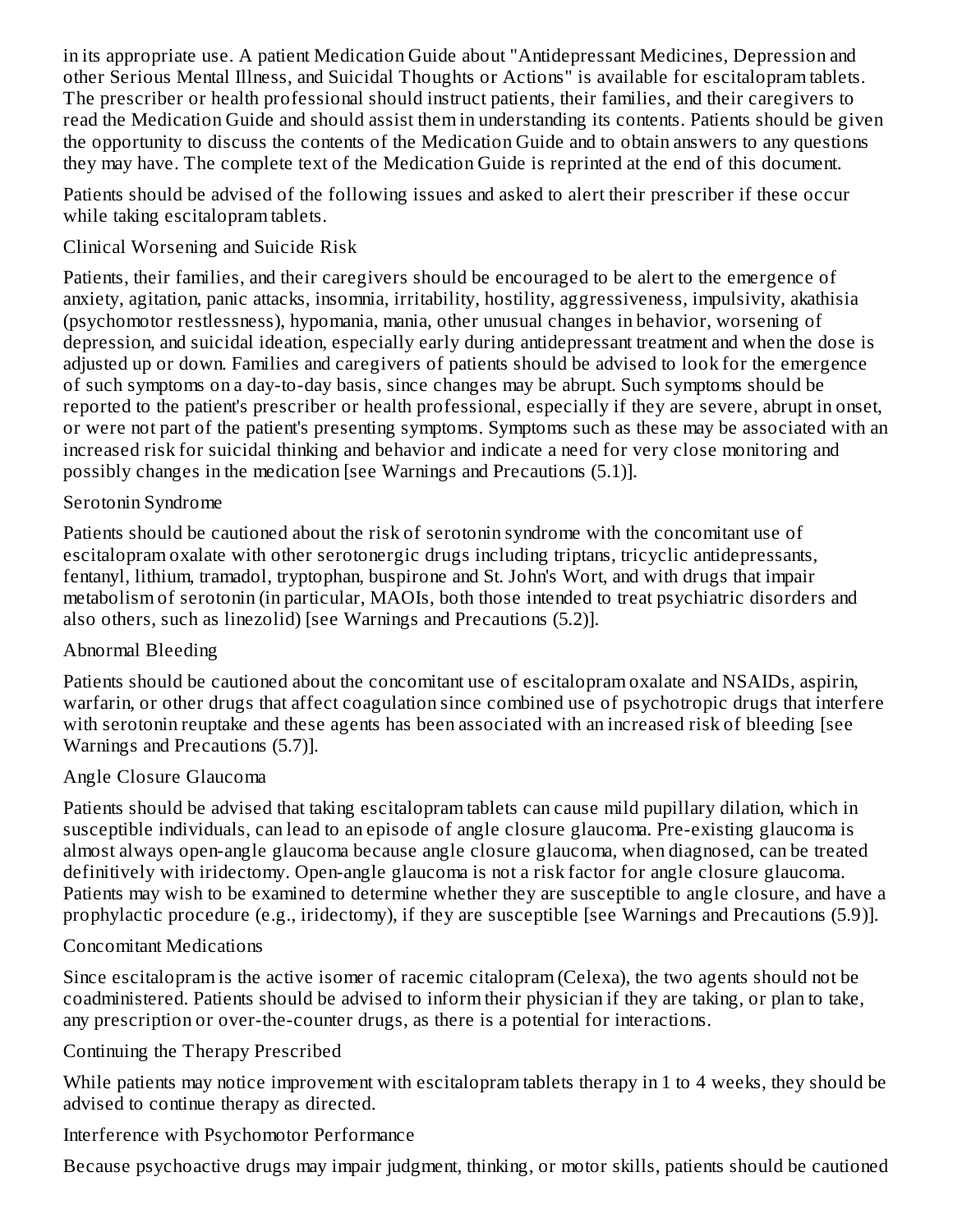in its appropriate use. A patient Medication Guide about "Antidepressant Medicines, Depression and other Serious Mental Illness, and Suicidal Thoughts or Actions" is available for escitalopram tablets. The prescriber or health professional should instruct patients, their families, and their caregivers to read the Medication Guide and should assist them in understanding its contents. Patients should be given the opportunity to discuss the contents of the Medication Guide and to obtain answers to any questions they may have. The complete text of the Medication Guide is reprinted at the end of this document.

Patients should be advised of the following issues and asked to alert their prescriber if these occur while taking escitalopram tablets.

Clinical Worsening and Suicide Risk

Patients, their families, and their caregivers should be encouraged to be alert to the emergence of anxiety, agitation, panic attacks, insomnia, irritability, hostility, aggressiveness, impulsivity, akathisia (psychomotor restlessness), hypomania, mania, other unusual changes in behavior, worsening of depression, and suicidal ideation, especially early during antidepressant treatment and when the dose is adjusted up or down. Families and caregivers of patients should be advised to look for the emergence of such symptoms on a day-to-day basis, since changes may be abrupt. Such symptoms should be reported to the patient's prescriber or health professional, especially if they are severe, abrupt in onset, or were not part of the patient's presenting symptoms. Symptoms such as these may be associated with an increased risk for suicidal thinking and behavior and indicate a need for very close monitoring and possibly changes in the medication [see Warnings and Precautions (5.1)].

Serotonin Syndrome

Patients should be cautioned about the risk of serotonin syndrome with the concomitant use of escitalopram oxalate with other serotonergic drugs including triptans, tricyclic antidepressants, fentanyl, lithium, tramadol, tryptophan, buspirone and St. John's Wort, and with drugs that impair metabolism of serotonin (in particular, MAOIs, both those intended to treat psychiatric disorders and also others, such as linezolid) [see Warnings and Precautions (5.2)].

Abnormal Bleeding

Patients should be cautioned about the concomitant use of escitalopram oxalate and NSAIDs, aspirin, warfarin, or other drugs that affect coagulation since combined use of psychotropic drugs that interfere with serotonin reuptake and these agents has been associated with an increased risk of bleeding [see Warnings and Precautions (5.7)].

Angle Closure Glaucoma

Patients should be advised that taking escitalopram tablets can cause mild pupillary dilation, which in susceptible individuals, can lead to an episode of angle closure glaucoma. Pre-existing glaucoma is almost always open-angle glaucoma because angle closure glaucoma, when diagnosed, can be treated definitively with iridectomy. Open-angle glaucoma is not a risk factor for angle closure glaucoma. Patients may wish to be examined to determine whether they are susceptible to angle closure, and have a prophylactic procedure (e.g., iridectomy), if they are susceptible [see Warnings and Precautions (5.9)].

Concomitant Medications

Since escitalopram is the active isomer of racemic citalopram (Celexa), the two agents should not be coadministered. Patients should be advised to inform their physician if they are taking, or plan to take, any prescription or over-the-counter drugs, as there is a potential for interactions.

Continuing the Therapy Prescribed

While patients may notice improvement with escitalopram tablets therapy in 1 to 4 weeks, they should be advised to continue therapy as directed.

Interference with Psychomotor Performance

Because psychoactive drugs may impair judgment, thinking, or motor skills, patients should be cautioned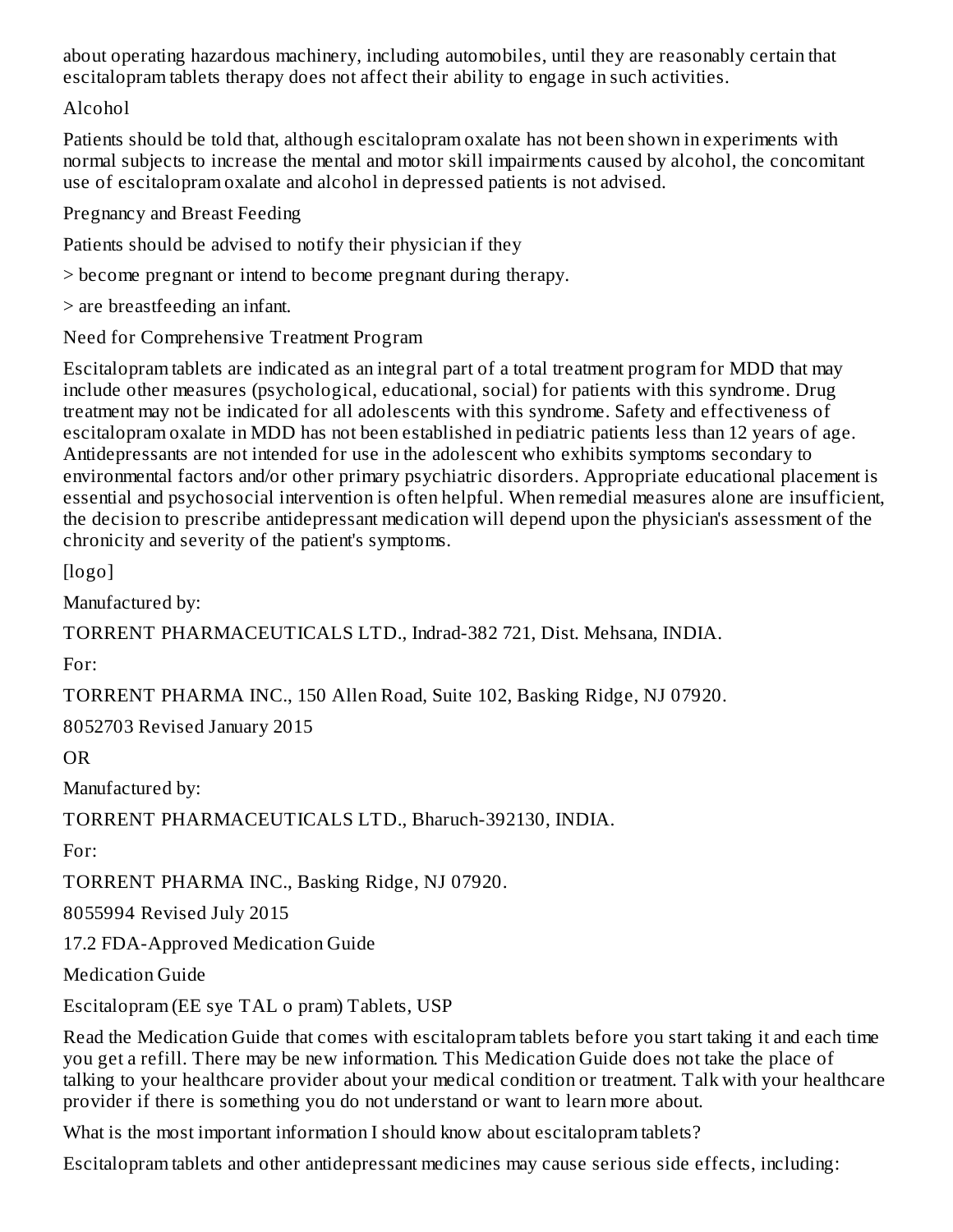about operating hazardous machinery, including automobiles, until they are reasonably certain that escitalopram tablets therapy does not affect their ability to engage in such activities.

Alcohol

Patients should be told that, although escitalopram oxalate has not been shown in experiments with normal subjects to increase the mental and motor skill impairments caused by alcohol, the concomitant use of escitalopram oxalate and alcohol in depressed patients is not advised.

Pregnancy and Breast Feeding

Patients should be advised to notify their physician if they

> become pregnant or intend to become pregnant during therapy.

> are breastfeeding an infant.

Need for Comprehensive Treatment Program

Escitalopram tablets are indicated as an integral part of a total treatment program for MDD that may include other measures (psychological, educational, social) for patients with this syndrome. Drug treatment may not be indicated for all adolescents with this syndrome. Safety and effectiveness of escitalopram oxalate in MDD has not been established in pediatric patients less than 12 years of age. Antidepressants are not intended for use in the adolescent who exhibits symptoms secondary to environmental factors and/or other primary psychiatric disorders. Appropriate educational placement is essential and psychosocial intervention is often helpful. When remedial measures alone are insufficient, the decision to prescribe antidepressant medication will depend upon the physician's assessment of the chronicity and severity of the patient's symptoms.

[logo]

Manufactured by:

TORRENT PHARMACEUTICALS LTD., Indrad-382 721, Dist. Mehsana, INDIA.

For:

TORRENT PHARMA INC., 150 Allen Road, Suite 102, Basking Ridge, NJ 07920.

8052703 Revised January 2015

OR

Manufactured by:

TORRENT PHARMACEUTICALS LTD., Bharuch-392130, INDIA.

For:

TORRENT PHARMA INC., Basking Ridge, NJ 07920.

8055994 Revised July 2015

## 17.2 FDA-Approved Medication Guide

## Medication Guide

Escitalopram (EE sye TAL o pram) Tablets, USP

Read the Medication Guide that comes with escitalopram tablets before you start taking it and each time you get a refill. There may be new information. This Medication Guide does not take the place of talking to your healthcare provider about your medical condition or treatment. Talk with your healthcare provider if there is something you do not understand or want to learn more about.

What is the most important information I should know about escitalopram tablets?

Escitalopram tablets and other antidepressant medicines may cause serious side effects, including: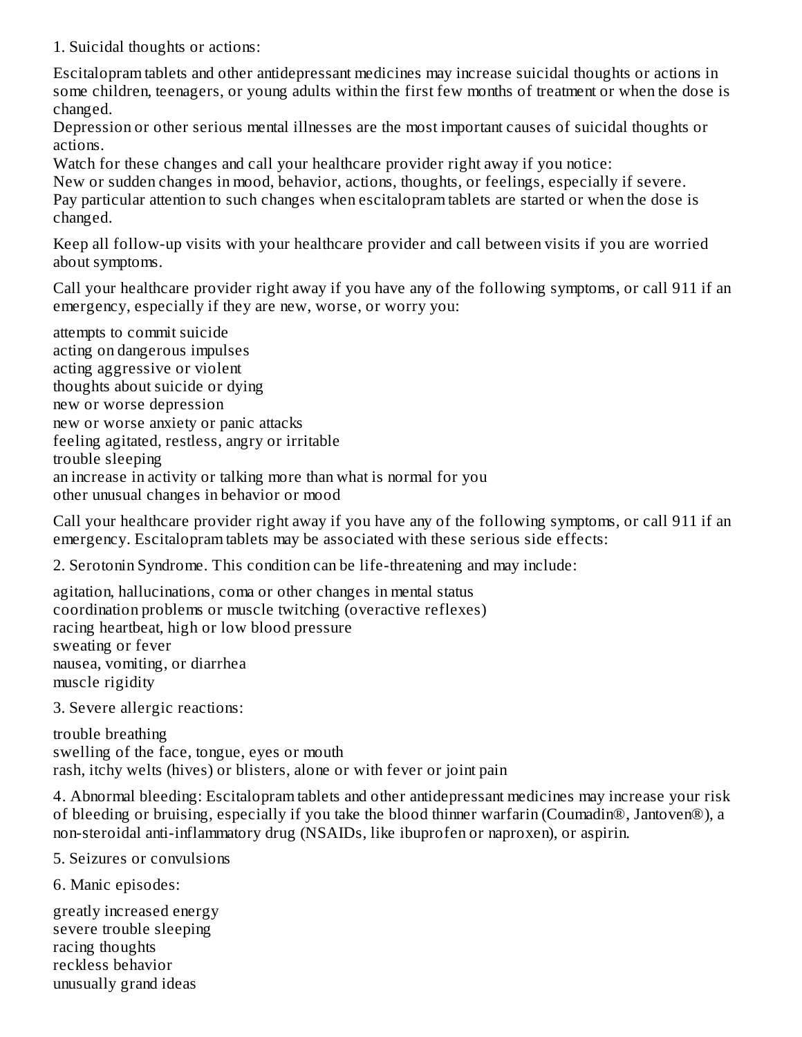1. Suicidal thoughts or actions:

Escitalopram tablets and other antidepressant medicines may increase suicidal thoughts or actions in some children, teenagers, or young adults within the first few months of treatment or when the dose is changed.
Depression or other serious mental illnesses are the most important causes of suicidal thoughts or actions.
Watch for these changes and call your healthcare provider right away if you notice:
New or sudden changes in mood, behavior, actions, thoughts, or feelings, especially if severe.
Pay particular attention to such changes when escitalopram tablets are started or when the dose is changed.

Keep all follow-up visits with your healthcare provider and call between visits if you are worried about symptoms.

Call your healthcare provider right away if you have any of the following symptoms, or call 911 if an emergency, especially if they are new, worse, or worry you:

- attempts to commit suicide
- acting on dangerous impulses
- acting aggressive or violent
- thoughts about suicide or dying
- new or worse depression
- new or worse anxiety or panic attacks
- feeling agitated, restless, angry or irritable
- trouble sleeping
- an increase in activity or talking more than what is normal for you
- other unusual changes in behavior or mood

Call your healthcare provider right away if you have any of the following symptoms, or call 911 if an emergency. Escitalopram tablets may be associated with these serious side effects:

2. Serotonin Syndrome. This condition can be life-threatening and may include:

- agitation, hallucinations, coma or other changes in mental status
- coordination problems or muscle twitching (overactive reflexes)
- racing heartbeat, high or low blood pressure
- sweating or fever
- nausea, vomiting, or diarrhea
- muscle rigidity

3. Severe allergic reactions:

- trouble breathing
- swelling of the face, tongue, eyes or mouth
- rash, itchy welts (hives) or blisters, alone or with fever or joint pain

4. Abnormal bleeding: Escitalopram tablets and other antidepressant medicines may increase your risk of bleeding or bruising, especially if you take the blood thinner warfarin (Coumadin®, Jantoven®), a non-steroidal anti-inflammatory drug (NSAIDs, like ibuprofen or naproxen), or aspirin.

5. Seizures or convulsions

6. Manic episodes:

- greatly increased energy
- severe trouble sleeping
- racing thoughts
- reckless behavior
- unusually grand ideas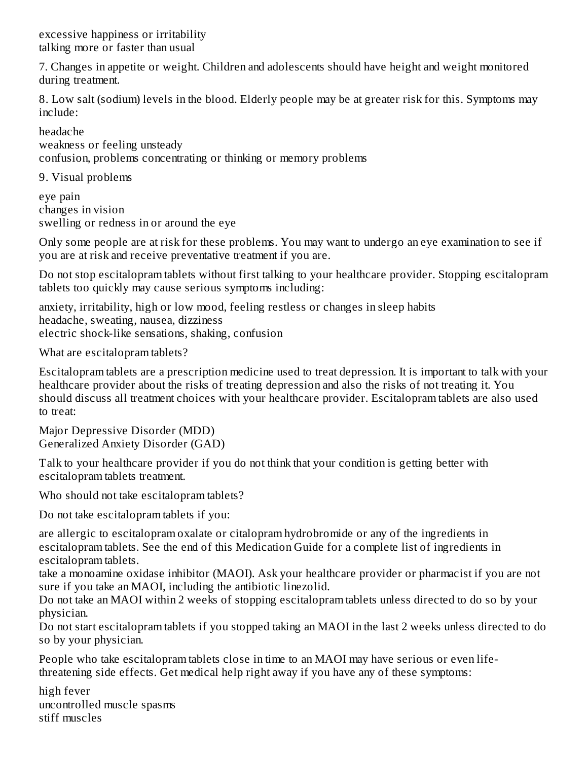excessive happiness or irritability
talking more or faster than usual

7. Changes in appetite or weight. Children and adolescents should have height and weight monitored during treatment.

8. Low salt (sodium) levels in the blood. Elderly people may be at greater risk for this. Symptoms may include:

- headache
- weakness or feeling unsteady
- confusion, problems concentrating or thinking or memory problems

9. Visual problems

- eye pain
- changes in vision
- swelling or redness in or around the eye

Only some people are at risk for these problems. You may want to undergo an eye examination to see if you are at risk and receive preventative treatment if you are.

Do not stop escitalopram tablets without first talking to your healthcare provider. Stopping escitalopram tablets too quickly may cause serious symptoms including:

- anxiety, irritability, high or low mood, feeling restless or changes in sleep habits
- headache, sweating, nausea, dizziness
- electric shock-like sensations, shaking, confusion

## What are escitalopram tablets?

Escitalopram tablets are a prescription medicine used to treat depression. It is important to talk with your healthcare provider about the risks of treating depression and also the risks of not treating it. You should discuss all treatment choices with your healthcare provider. Escitalopram tablets are also used to treat:

- Major Depressive Disorder (MDD)
- Generalized Anxiety Disorder (GAD)

Talk to your healthcare provider if you do not think that your condition is getting better with escitalopram tablets treatment.

## Who should not take escitalopram tablets?

Do not take escitalopram tablets if you:

- are allergic to escitalopram oxalate or citalopram hydrobromide or any of the ingredients in escitalopram tablets. See the end of this Medication Guide for a complete list of ingredients in escitalopram tablets.
- take a monoamine oxidase inhibitor (MAOI). Ask your healthcare provider or pharmacist if you are not sure if you take an MAOI, including the antibiotic linezolid.
- Do not take an MAOI within 2 weeks of stopping escitalopram tablets unless directed to do so by your physician.
- Do not start escitalopram tablets if you stopped taking an MAOI in the last 2 weeks unless directed to do so by your physician.

People who take escitalopram tablets close in time to an MAOI may have serious or even life-threatening side effects. Get medical help right away if you have any of these symptoms:

- high fever
- uncontrolled muscle spasms
- stiff muscles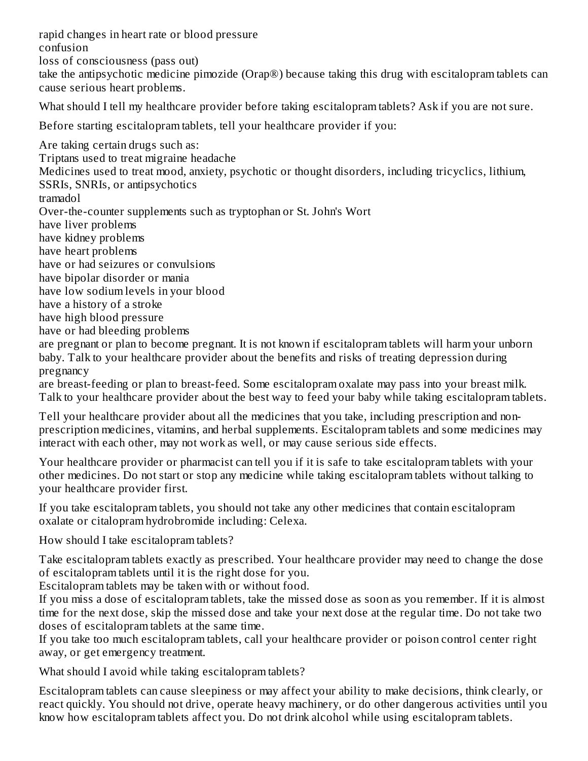- rapid changes in heart rate or blood pressure
- confusion
- loss of consciousness (pass out)
- take the antipsychotic medicine pimozide (Orap®) because taking this drug with escitalopram tablets can cause serious heart problems.

What should I tell my healthcare provider before taking escitalopram tablets? Ask if you are not sure.

Before starting escitalopram tablets, tell your healthcare provider if you:

- Are taking certain drugs such as:
  - Triptans used to treat migraine headache
  - Medicines used to treat mood, anxiety, psychotic or thought disorders, including tricyclics, lithium, SSRIs, SNRIs, or antipsychotics
  - tramadol
  - Over-the-counter supplements such as tryptophan or St. John's Wort
- have liver problems
- have kidney problems
- have heart problems
- have or had seizures or convulsions
- have bipolar disorder or mania
- have low sodium levels in your blood
- have a history of a stroke
- have high blood pressure
- have or had bleeding problems
- are pregnant or plan to become pregnant. It is not known if escitalopram tablets will harm your unborn baby. Talk to your healthcare provider about the benefits and risks of treating depression during pregnancy
- are breast-feeding or plan to breast-feed. Some escitalopram oxalate may pass into your breast milk. Talk to your healthcare provider about the best way to feed your baby while taking escitalopram tablets.

Tell your healthcare provider about all the medicines that you take, including prescription and non-prescription medicines, vitamins, and herbal supplements. Escitalopram tablets and some medicines may interact with each other, may not work as well, or may cause serious side effects.

Your healthcare provider or pharmacist can tell you if it is safe to take escitalopram tablets with your other medicines. Do not start or stop any medicine while taking escitalopram tablets without talking to your healthcare provider first.

If you take escitalopram tablets, you should not take any other medicines that contain escitalopram oxalate or citalopram hydrobromide including: Celexa.

How should I take escitalopram tablets?

- Take escitalopram tablets exactly as prescribed. Your healthcare provider may need to change the dose of escitalopram tablets until it is the right dose for you.
- Escitalopram tablets may be taken with or without food.
- If you miss a dose of escitalopram tablets, take the missed dose as soon as you remember. If it is almost time for the next dose, skip the missed dose and take your next dose at the regular time. Do not take two doses of escitalopram tablets at the same time.
- If you take too much escitalopram tablets, call your healthcare provider or poison control center right away, or get emergency treatment.

What should I avoid while taking escitalopram tablets?

Escitalopram tablets can cause sleepiness or may affect your ability to make decisions, think clearly, or react quickly. You should not drive, operate heavy machinery, or do other dangerous activities until you know how escitalopram tablets affect you. Do not drink alcohol while using escitalopram tablets.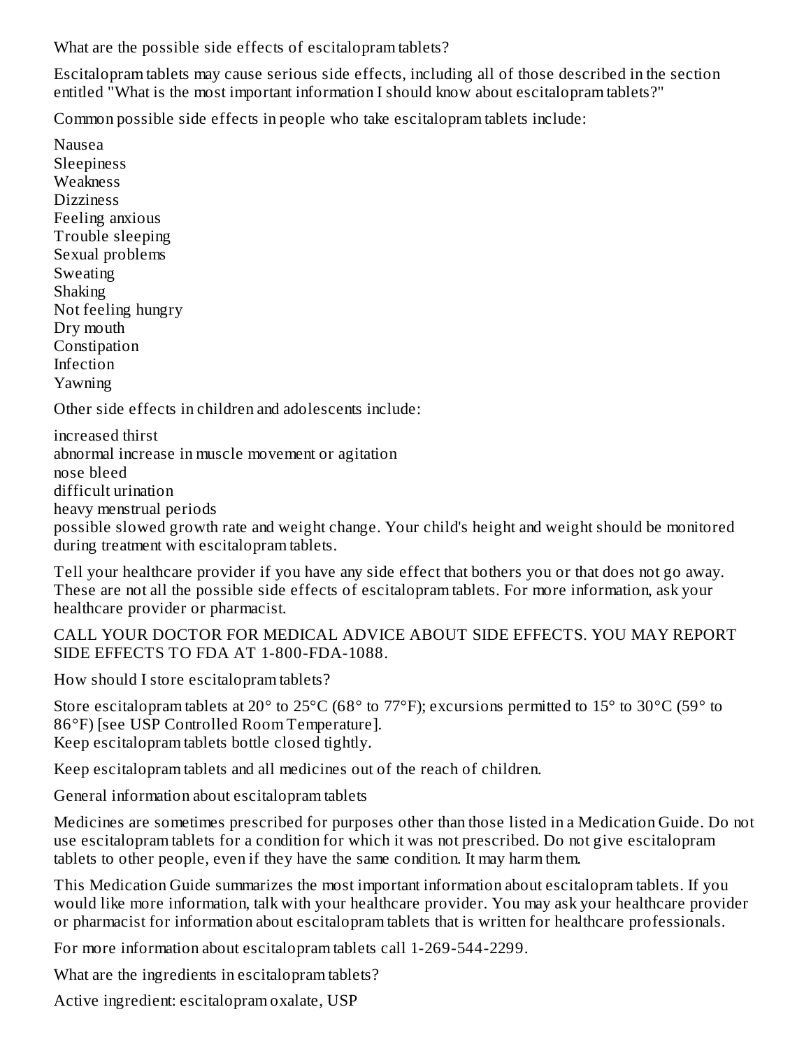## What are the possible side effects of escitalopram tablets?

Escitalopram tablets may cause serious side effects, including all of those described in the section entitled "What is the most important information I should know about escitalopram tablets?"

Common possible side effects in people who take escitalopram tablets include:

- Nausea
- Sleepiness
- Weakness
- Dizziness
- Feeling anxious
- Trouble sleeping
- Sexual problems
- Sweating
- Shaking
- Not feeling hungry
- Dry mouth
- Constipation
- Infection
- Yawning

Other side effects in children and adolescents include:

- increased thirst
- abnormal increase in muscle movement or agitation
- nose bleed
- difficult urination
- heavy menstrual periods
- possible slowed growth rate and weight change. Your child's height and weight should be monitored during treatment with escitalopram tablets.

Tell your healthcare provider if you have any side effect that bothers you or that does not go away. These are not all the possible side effects of escitalopram tablets. For more information, ask your healthcare provider or pharmacist.

CALL YOUR DOCTOR FOR MEDICAL ADVICE ABOUT SIDE EFFECTS. YOU MAY REPORT SIDE EFFECTS TO FDA AT 1-800-FDA-1088.

## How should I store escitalopram tablets?

Store escitalopram tablets at 20° to 25°C (68° to 77°F); excursions permitted to 15° to 30°C (59° to 86°F) [see USP Controlled Room Temperature].
Keep escitalopram tablets bottle closed tightly.

Keep escitalopram tablets and all medicines out of the reach of children.

## General information about escitalopram tablets

Medicines are sometimes prescribed for purposes other than those listed in a Medication Guide. Do not use escitalopram tablets for a condition for which it was not prescribed. Do not give escitalopram tablets to other people, even if they have the same condition. It may harm them.

This Medication Guide summarizes the most important information about escitalopram tablets. If you would like more information, talk with your healthcare provider. You may ask your healthcare provider or pharmacist for information about escitalopram tablets that is written for healthcare professionals.

For more information about escitalopram tablets call 1-269-544-2299.

## What are the ingredients in escitalopram tablets?

Active ingredient: escitalopram oxalate, USP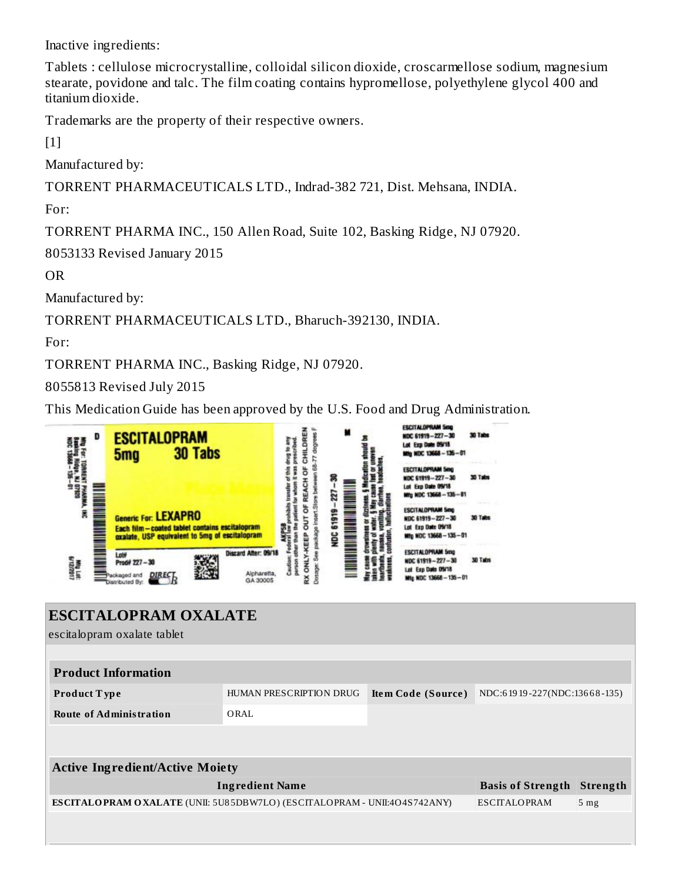Inactive ingredients:

Tablets : cellulose microcrystalline, colloidal silicon dioxide, croscarmellose sodium, magnesium stearate, povidone and talc. The film coating contains hypromellose, polyethylene glycol 400 and titanium dioxide.

Trademarks are the property of their respective owners.

[1]

Manufactured by:

TORRENT PHARMACEUTICALS LTD., Indrad-382 721, Dist. Mehsana, INDIA.

For:

TORRENT PHARMA INC., 150 Allen Road, Suite 102, Basking Ridge, NJ 07920.

8053133 Revised January 2015

OR

Manufactured by:

TORRENT PHARMACEUTICALS LTD., Bharuch-392130, INDIA.

For:

TORRENT PHARMA INC., Basking Ridge, NJ 07920.

8055813 Revised July 2015

This Medication Guide has been approved by the U.S. Food and Drug Administration.

## ESCITALOPRAM OXALATE

escitalopram oxalate tablet

| Product Information | | | |
|---|---|---|---|
| **Product Type** | HUMAN PRESCRIPTION DRUG | **Item Code (Source)** | NDC:61919-227(NDC:13668-135) |
| **Route of Administration** | ORAL | | |

| Active Ingredient/Active Moiety | | |
|---|---|---|
| **Ingredient Name** | **Basis of Strength** | **Strength** |
| **ESCITALOPRAM OXALATE** (UNII: 5U85DBW7LO) (ESCITALOPRAM - UNII:4O4S742ANY) | ESCITALOPRAM | 5 mg |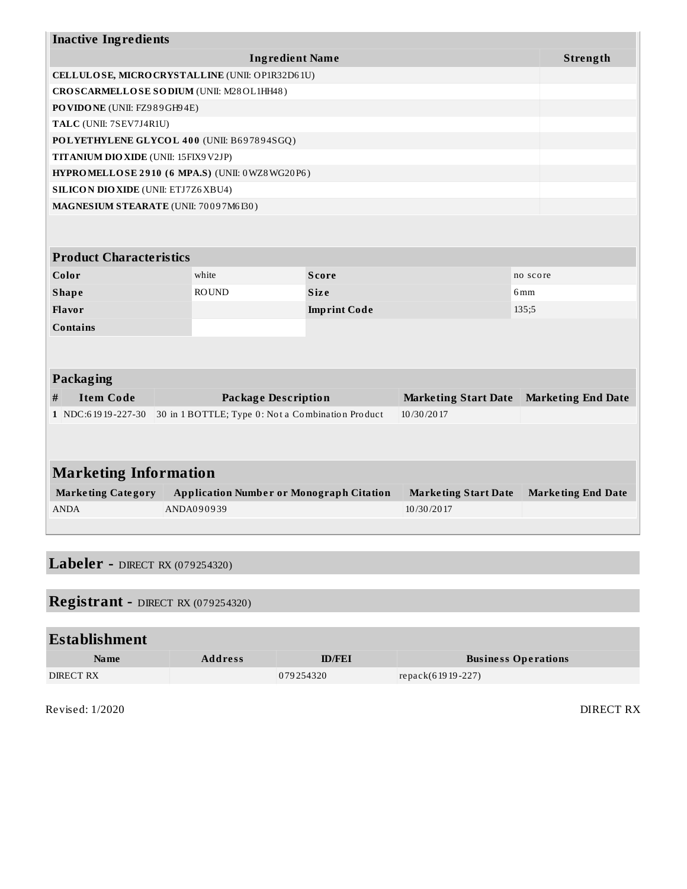| Inactive Ingredients | |
|---|---|
| **Ingredient Name** | **Strength** |
| **CELLULOSE, MICROCRYSTALLINE** (UNII: OP1R32D61U) | |
| **CROSCARMELLOSE SODIUM** (UNII: M28OL1HH48) | |
| **POVIDONE** (UNII: FZ989GH94E) | |
| **TALC** (UNII: 7SEV7J4R1U) | |
| **POLYETHYLENE GLYCOL 400** (UNII: B697894SGQ) | |
| **TITANIUM DIOXIDE** (UNII: 15FIX9V2JP) | |
| **HYPROMELLOSE 2910 (6 MPA.S)** (UNII: 0WZ8WG20P6) | |
| **SILICON DIOXIDE** (UNII: ETJ7Z6XBU4) | |
| **MAGNESIUM STEARATE** (UNII: 70097M6I30) | |

| Product Characteristics | | | |
|---|---|---|---|
| **Color** | white | **Score** | no score |
| **Shape** | ROUND | **Size** | 6mm |
| **Flavor** | | **Imprint Code** | 135;5 |
| **Contains** | | | |

| Packaging | | | | |
|---|---|---|---|---|
| **#** | **Item Code** | **Package Description** | **Marketing Start Date** | **Marketing End Date** |
| 1 | NDC:61919-227-30 | 30 in 1 BOTTLE; Type 0: Not a Combination Product | 10/30/2017 | |

| Marketing Information | | | |
|---|---|---|---|
| **Marketing Category** | **Application Number or Monograph Citation** | **Marketing Start Date** | **Marketing End Date** |
| ANDA | ANDA090939 | 10/30/2017 | |

## Labeler - DIRECT RX (079254320)

## Registrant - DIRECT RX (079254320)

| Establishment | | | |
|---|---|---|---|
| **Name** | **Address** | **ID/FEI** | **Business Operations** |
| DIRECT RX | | 079254320 | repack(61919-227) |

Revised: 1/2020

DIRECT RX